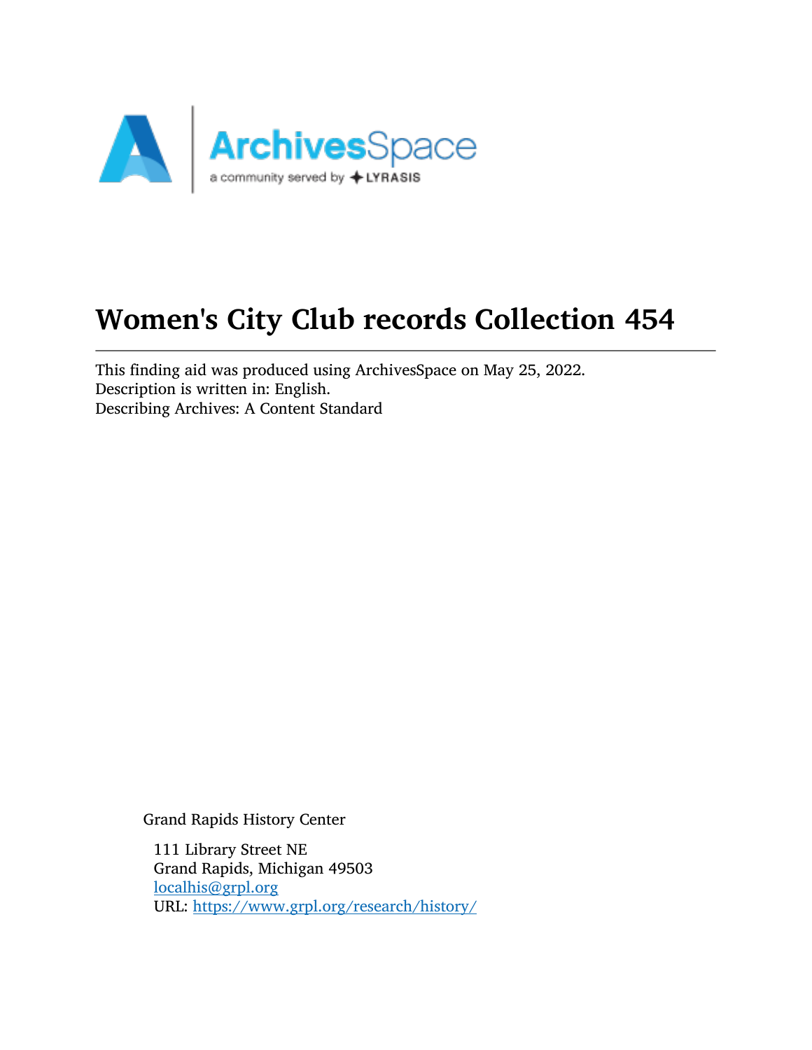# Women's City Club records Collection 454

This finding aid was produced using ArchivesSpace on May 25, 2022.
Description is written in: English.
Describing Archives: A Content Standard

Grand Rapids History Center

111 Library Street NE
Grand Rapids, Michigan 49503
localhis@grpl.org
URL: https://www.grpl.org/research/history/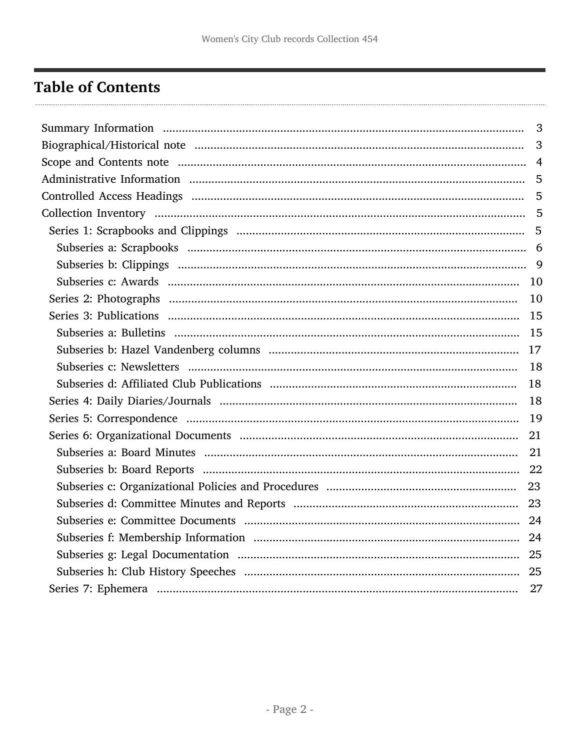## Table of Contents

- Summary Information ... 3
- Biographical/Historical note ... 3
- Scope and Contents note ... 4
- Administrative Information ... 5
- Controlled Access Headings ... 5
- Collection Inventory ... 5
  - Series 1: Scrapbooks and Clippings ... 5
    - Subseries a: Scrapbooks ... 6
    - Subseries b: Clippings ... 9
    - Subseries c: Awards ... 10
  - Series 2: Photographs ... 10
  - Series 3: Publications ... 15
    - Subseries a: Bulletins ... 15
    - Subseries b: Hazel Vandenberg columns ... 17
    - Subseries c: Newsletters ... 18
    - Subseries d: Affiliated Club Publications ... 18
  - Series 4: Daily Diaries/Journals ... 18
  - Series 5: Correspondence ... 19
  - Series 6: Organizational Documents ... 21
    - Subseries a: Board Minutes ... 21
    - Subseries b: Board Reports ... 22
    - Subseries c: Organizational Policies and Procedures ... 23
    - Subseries d: Committee Minutes and Reports ... 23
    - Subseries e: Committee Documents ... 24
    - Subseries f: Membership Information ... 24
    - Subseries g: Legal Documentation ... 25
    - Subseries h: Club History Speeches ... 25
  - Series 7: Ephemera ... 27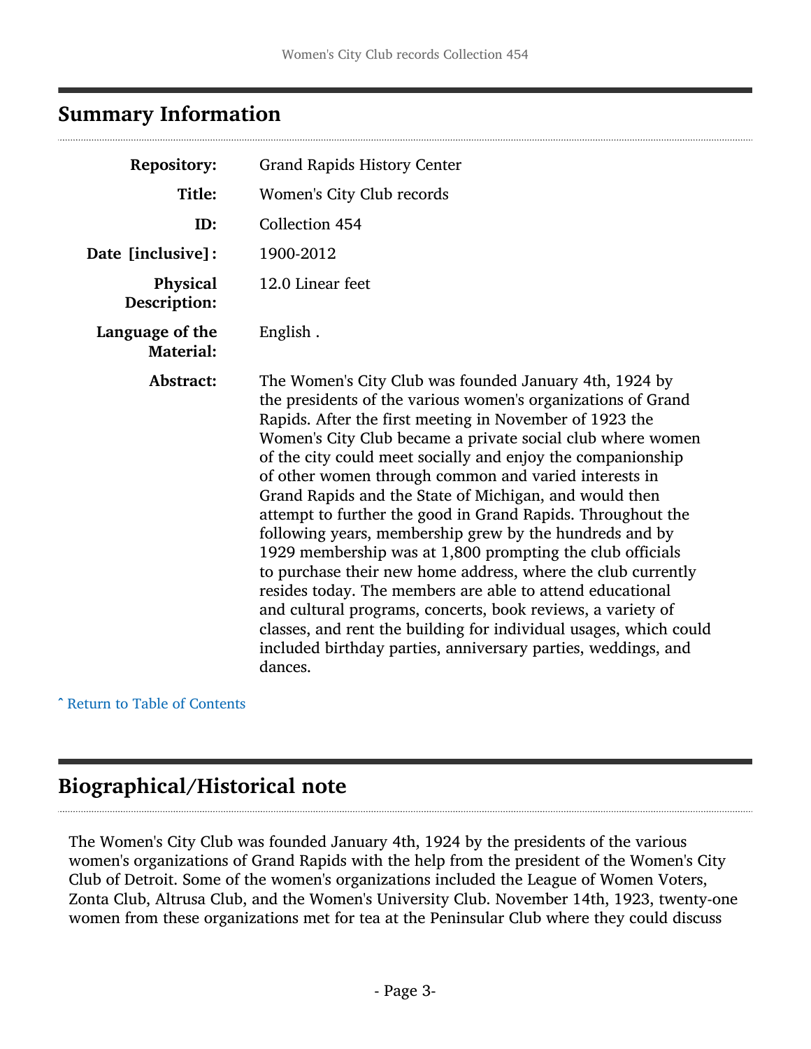## Summary Information

| | |
|---|---|
| **Repository:** | Grand Rapids History Center |
| **Title:** | Women's City Club records |
| **ID:** | Collection 454 |
| **Date [inclusive]:** | 1900-2012 |
| **Physical Description:** | 12.0 Linear feet |
| **Language of the Material:** | English . |
| **Abstract:** | The Women's City Club was founded January 4th, 1924 by the presidents of the various women's organizations of Grand Rapids. After the first meeting in November of 1923 the Women's City Club became a private social club where women of the city could meet socially and enjoy the companionship of other women through common and varied interests in Grand Rapids and the State of Michigan, and would then attempt to further the good in Grand Rapids. Throughout the following years, membership grew by the hundreds and by 1929 membership was at 1,800 prompting the club officials to purchase their new home address, where the club currently resides today. The members are able to attend educational and cultural programs, concerts, book reviews, a variety of classes, and rent the building for individual usages, which could included birthday parties, anniversary parties, weddings, and dances. |

ˆ Return to Table of Contents

## Biographical/Historical note

The Women's City Club was founded January 4th, 1924 by the presidents of the various women's organizations of Grand Rapids with the help from the president of the Women's City Club of Detroit. Some of the women's organizations included the League of Women Voters, Zonta Club, Altrusa Club, and the Women's University Club. November 14th, 1923, twenty-one women from these organizations met for tea at the Peninsular Club where they could discuss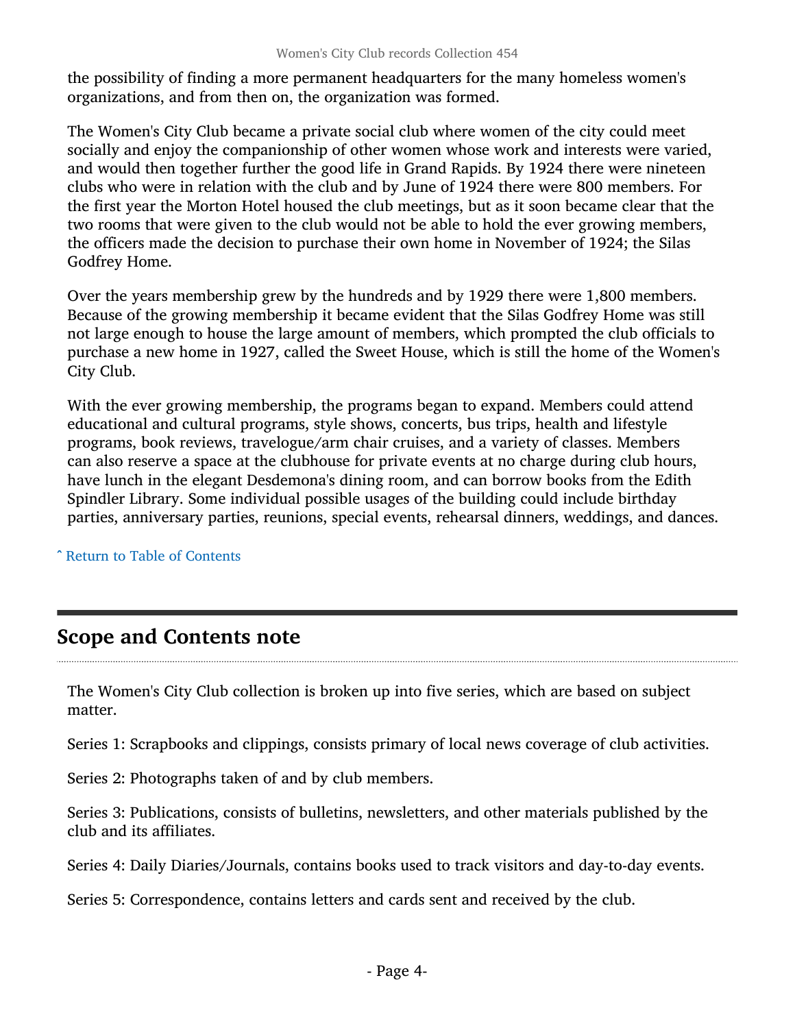the possibility of finding a more permanent headquarters for the many homeless women's organizations, and from then on, the organization was formed.

The Women's City Club became a private social club where women of the city could meet socially and enjoy the companionship of other women whose work and interests were varied, and would then together further the good life in Grand Rapids. By 1924 there were nineteen clubs who were in relation with the club and by June of 1924 there were 800 members. For the first year the Morton Hotel housed the club meetings, but as it soon became clear that the two rooms that were given to the club would not be able to hold the ever growing members, the officers made the decision to purchase their own home in November of 1924; the Silas Godfrey Home.

Over the years membership grew by the hundreds and by 1929 there were 1,800 members. Because of the growing membership it became evident that the Silas Godfrey Home was still not large enough to house the large amount of members, which prompted the club officials to purchase a new home in 1927, called the Sweet House, which is still the home of the Women's City Club.

With the ever growing membership, the programs began to expand. Members could attend educational and cultural programs, style shows, concerts, bus trips, health and lifestyle programs, book reviews, travelogue/arm chair cruises, and a variety of classes. Members can also reserve a space at the clubhouse for private events at no charge during club hours, have lunch in the elegant Desdemona's dining room, and can borrow books from the Edith Spindler Library. Some individual possible usages of the building could include birthday parties, anniversary parties, reunions, special events, rehearsal dinners, weddings, and dances.

ˆ Return to Table of Contents

## Scope and Contents note

The Women's City Club collection is broken up into five series, which are based on subject matter.

Series 1: Scrapbooks and clippings, consists primary of local news coverage of club activities.

Series 2: Photographs taken of and by club members.

Series 3: Publications, consists of bulletins, newsletters, and other materials published by the club and its affiliates.

Series 4: Daily Diaries/Journals, contains books used to track visitors and day-to-day events.

Series 5: Correspondence, contains letters and cards sent and received by the club.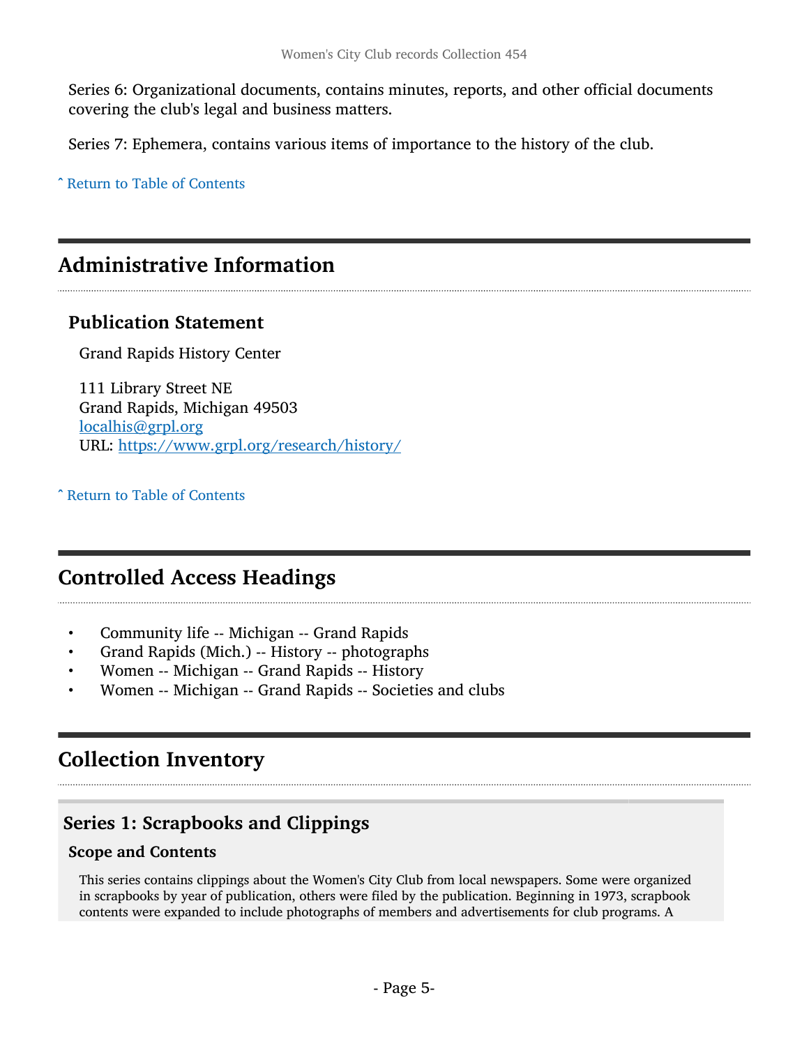Series 6: Organizational documents, contains minutes, reports, and other official documents covering the club's legal and business matters.

Series 7: Ephemera, contains various items of importance to the history of the club.

ˆ Return to Table of Contents

## Administrative Information

### Publication Statement

Grand Rapids History Center

111 Library Street NE
Grand Rapids, Michigan 49503
localhis@grpl.org
URL: https://www.grpl.org/research/history/

ˆ Return to Table of Contents

## Controlled Access Headings

- Community life -- Michigan -- Grand Rapids
- Grand Rapids (Mich.) -- History -- photographs
- Women -- Michigan -- Grand Rapids -- History
- Women -- Michigan -- Grand Rapids -- Societies and clubs

## Collection Inventory

### Series 1: Scrapbooks and Clippings

#### Scope and Contents

This series contains clippings about the Women's City Club from local newspapers. Some were organized in scrapbooks by year of publication, others were filed by the publication. Beginning in 1973, scrapbook contents were expanded to include photographs of members and advertisements for club programs. A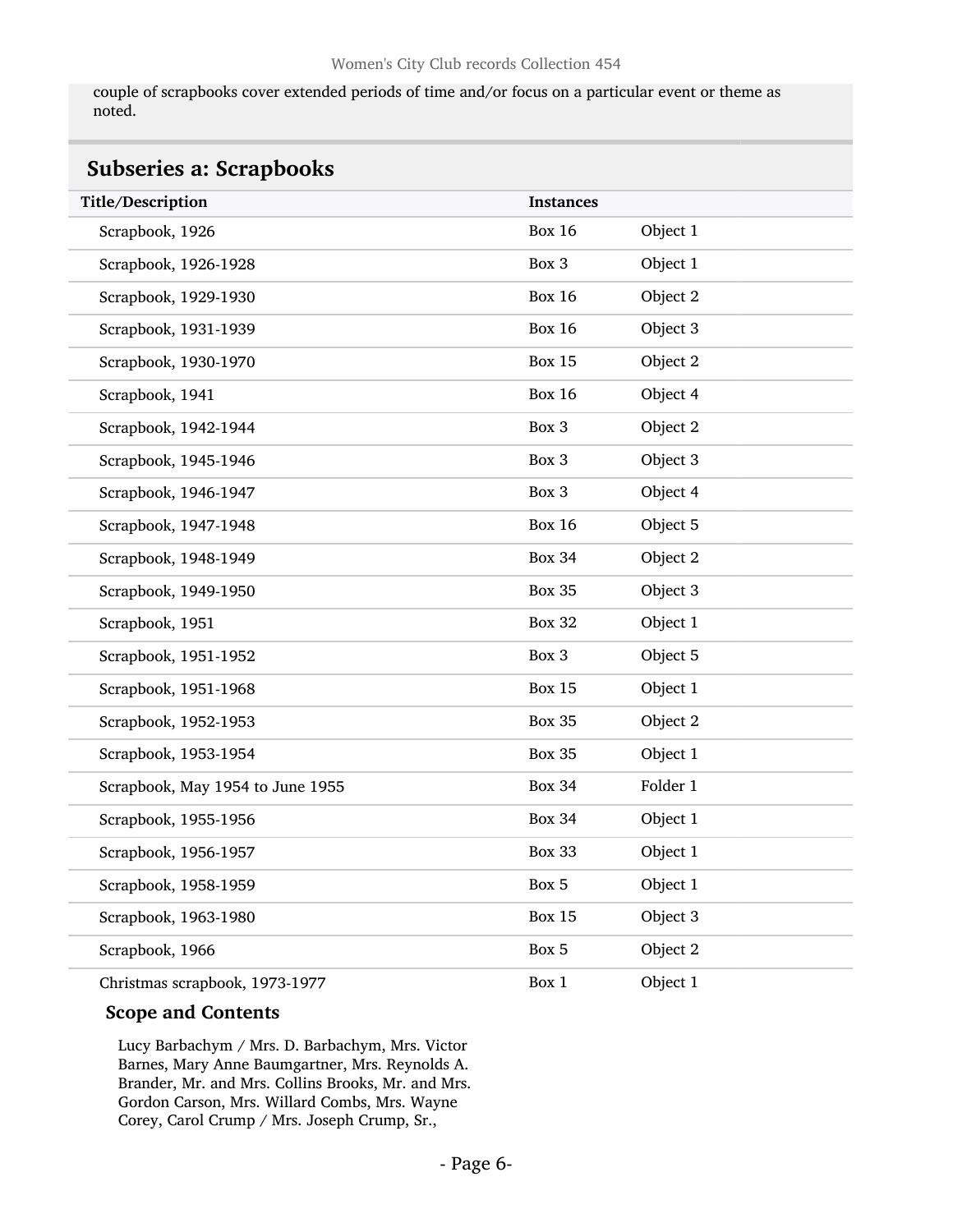couple of scrapbooks cover extended periods of time and/or focus on a particular event or theme as noted.

## Subseries a: Scrapbooks

| Title/Description | Instances | |
|---|---|---|
| Scrapbook, 1926 | Box 16 | Object 1 |
| Scrapbook, 1926-1928 | Box 3 | Object 1 |
| Scrapbook, 1929-1930 | Box 16 | Object 2 |
| Scrapbook, 1931-1939 | Box 16 | Object 3 |
| Scrapbook, 1930-1970 | Box 15 | Object 2 |
| Scrapbook, 1941 | Box 16 | Object 4 |
| Scrapbook, 1942-1944 | Box 3 | Object 2 |
| Scrapbook, 1945-1946 | Box 3 | Object 3 |
| Scrapbook, 1946-1947 | Box 3 | Object 4 |
| Scrapbook, 1947-1948 | Box 16 | Object 5 |
| Scrapbook, 1948-1949 | Box 34 | Object 2 |
| Scrapbook, 1949-1950 | Box 35 | Object 3 |
| Scrapbook, 1951 | Box 32 | Object 1 |
| Scrapbook, 1951-1952 | Box 3 | Object 5 |
| Scrapbook, 1951-1968 | Box 15 | Object 1 |
| Scrapbook, 1952-1953 | Box 35 | Object 2 |
| Scrapbook, 1953-1954 | Box 35 | Object 1 |
| Scrapbook, May 1954 to June 1955 | Box 34 | Folder 1 |
| Scrapbook, 1955-1956 | Box 34 | Object 1 |
| Scrapbook, 1956-1957 | Box 33 | Object 1 |
| Scrapbook, 1958-1959 | Box 5 | Object 1 |
| Scrapbook, 1963-1980 | Box 15 | Object 3 |
| Scrapbook, 1966 | Box 5 | Object 2 |
| Christmas scrapbook, 1973-1977 | Box 1 | Object 1 |

### Scope and Contents

Lucy Barbachym / Mrs. D. Barbachym, Mrs. Victor Barnes, Mary Anne Baumgartner, Mrs. Reynolds A. Brander, Mr. and Mrs. Collins Brooks, Mr. and Mrs. Gordon Carson, Mrs. Willard Combs, Mrs. Wayne Corey, Carol Crump / Mrs. Joseph Crump, Sr.,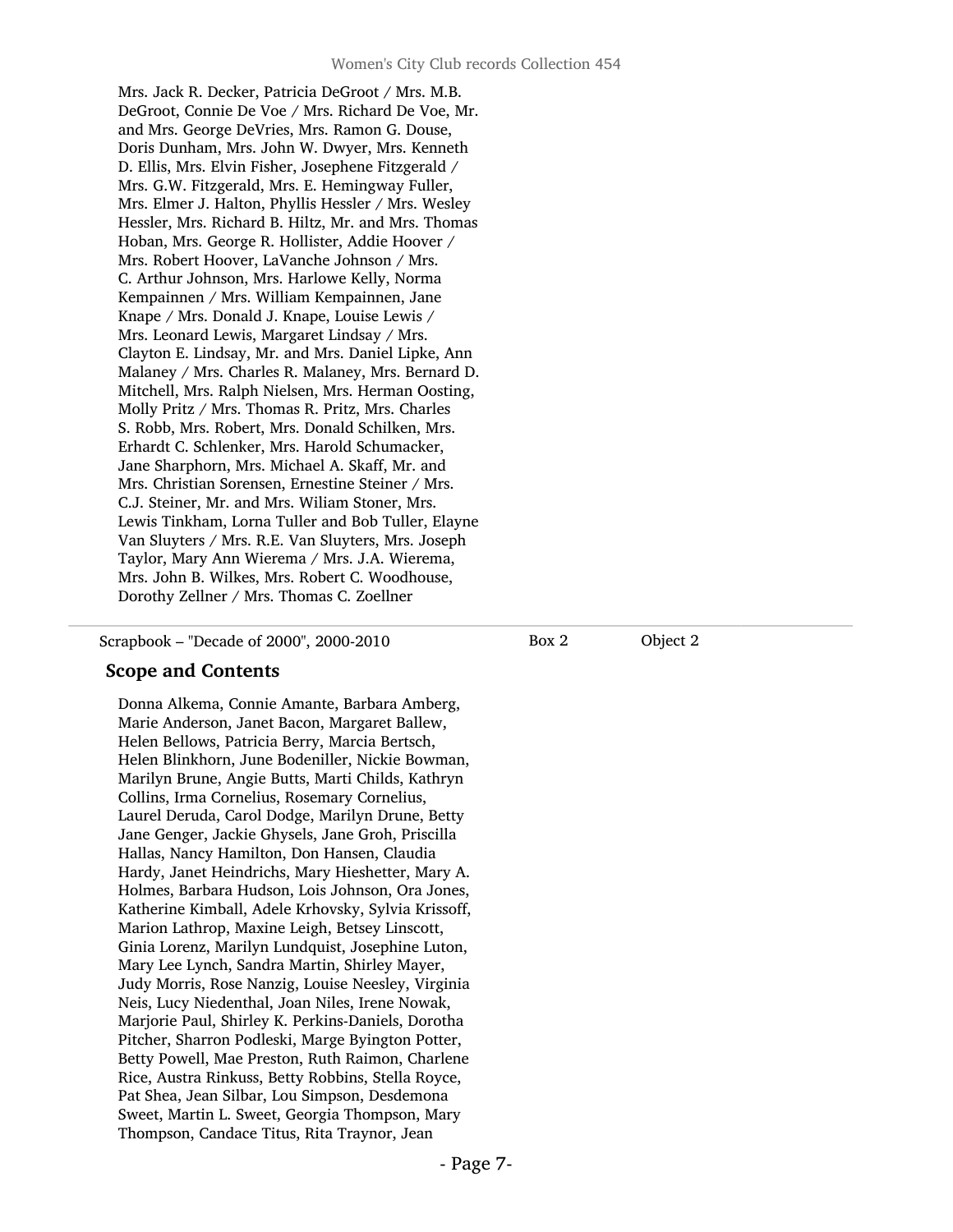Mrs. Jack R. Decker, Patricia DeGroot / Mrs. M.B. DeGroot, Connie De Voe / Mrs. Richard De Voe, Mr. and Mrs. George DeVries, Mrs. Ramon G. Douse, Doris Dunham, Mrs. John W. Dwyer, Mrs. Kenneth D. Ellis, Mrs. Elvin Fisher, Josephene Fitzgerald / Mrs. G.W. Fitzgerald, Mrs. E. Hemingway Fuller, Mrs. Elmer J. Halton, Phyllis Hessler / Mrs. Wesley Hessler, Mrs. Richard B. Hiltz, Mr. and Mrs. Thomas Hoban, Mrs. George R. Hollister, Addie Hoover / Mrs. Robert Hoover, LaVanche Johnson / Mrs. C. Arthur Johnson, Mrs. Harlowe Kelly, Norma Kempainnen / Mrs. William Kempainnen, Jane Knape / Mrs. Donald J. Knape, Louise Lewis / Mrs. Leonard Lewis, Margaret Lindsay / Mrs. Clayton E. Lindsay, Mr. and Mrs. Daniel Lipke, Ann Malaney / Mrs. Charles R. Malaney, Mrs. Bernard D. Mitchell, Mrs. Ralph Nielsen, Mrs. Herman Oosting, Molly Pritz / Mrs. Thomas R. Pritz, Mrs. Charles S. Robb, Mrs. Robert, Mrs. Donald Schilken, Mrs. Erhardt C. Schlenker, Mrs. Harold Schumacker, Jane Sharphorn, Mrs. Michael A. Skaff, Mr. and Mrs. Christian Sorensen, Ernestine Steiner / Mrs. C.J. Steiner, Mr. and Mrs. Wiliam Stoner, Mrs. Lewis Tinkham, Lorna Tuller and Bob Tuller, Elayne Van Sluyters / Mrs. R.E. Van Sluyters, Mrs. Joseph Taylor, Mary Ann Wierema / Mrs. J.A. Wierema, Mrs. John B. Wilkes, Mrs. Robert C. Woodhouse, Dorothy Zellner / Mrs. Thomas C. Zoellner

---

Scrapbook – "Decade of 2000", 2000-2010 — Box 2 — Object 2

### Scope and Contents

Donna Alkema, Connie Amante, Barbara Amberg, Marie Anderson, Janet Bacon, Margaret Ballew, Helen Bellows, Patricia Berry, Marcia Bertsch, Helen Blinkhorn, June Bodeniller, Nickie Bowman, Marilyn Brune, Angie Butts, Marti Childs, Kathryn Collins, Irma Cornelius, Rosemary Cornelius, Laurel Deruda, Carol Dodge, Marilyn Drune, Betty Jane Genger, Jackie Ghysels, Jane Groh, Priscilla Hallas, Nancy Hamilton, Don Hansen, Claudia Hardy, Janet Heindrichs, Mary Hieshetter, Mary A. Holmes, Barbara Hudson, Lois Johnson, Ora Jones, Katherine Kimball, Adele Krhovsky, Sylvia Krissoff, Marion Lathrop, Maxine Leigh, Betsey Linscott, Ginia Lorenz, Marilyn Lundquist, Josephine Luton, Mary Lee Lynch, Sandra Martin, Shirley Mayer, Judy Morris, Rose Nanzig, Louise Neesley, Virginia Neis, Lucy Niedenthal, Joan Niles, Irene Nowak, Marjorie Paul, Shirley K. Perkins-Daniels, Dorotha Pitcher, Sharron Podleski, Marge Byington Potter, Betty Powell, Mae Preston, Ruth Raimon, Charlene Rice, Austra Rinkuss, Betty Robbins, Stella Royce, Pat Shea, Jean Silbar, Lou Simpson, Desdemona Sweet, Martin L. Sweet, Georgia Thompson, Mary Thompson, Candace Titus, Rita Traynor, Jean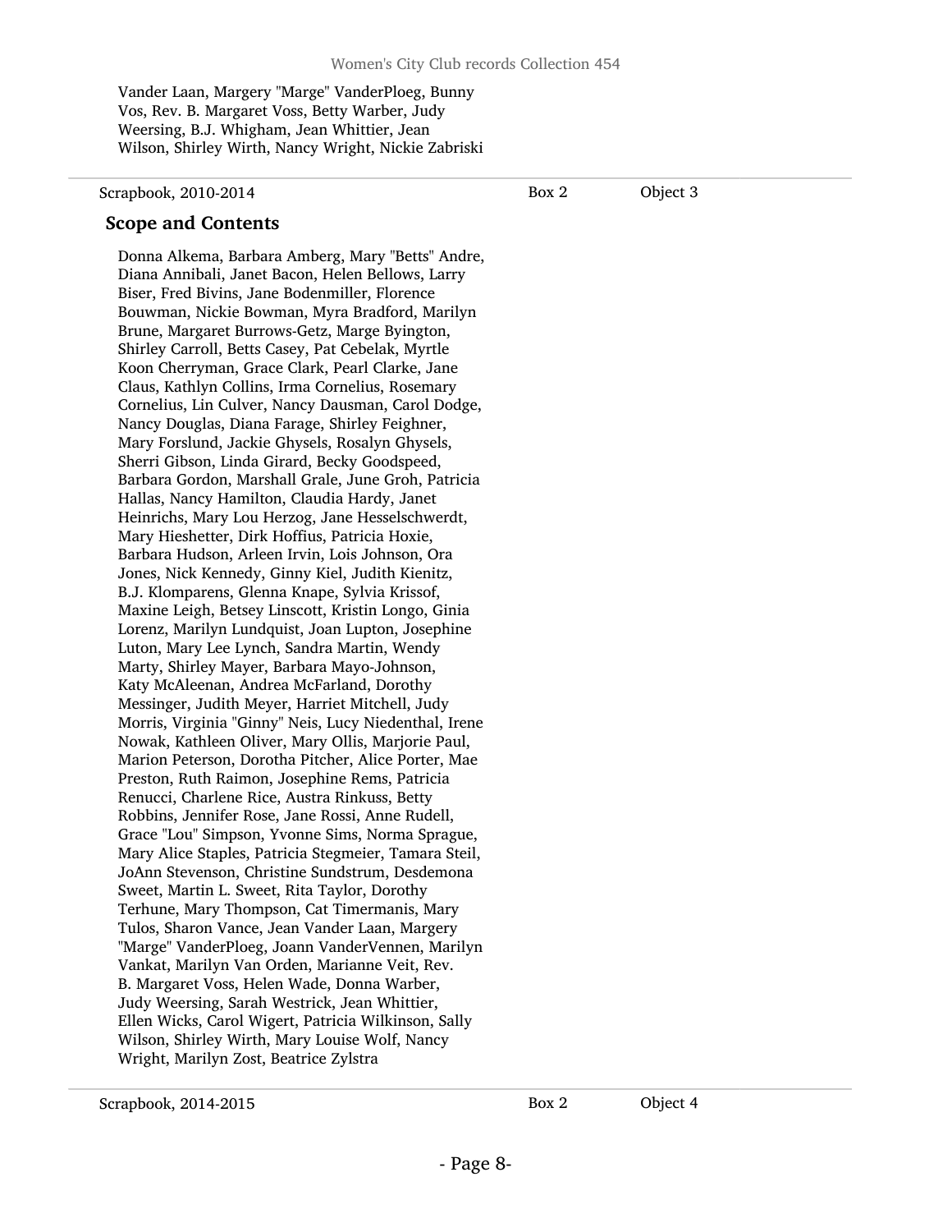Vander Laan, Margery "Marge" VanderPloeg, Bunny Vos, Rev. B. Margaret Voss, Betty Warber, Judy Weersing, B.J. Whigham, Jean Whittier, Jean Wilson, Shirley Wirth, Nancy Wright, Nickie Zabriski

| Scrapbook, 2010-2014 | Box 2 | Object 3 |
|---|---|---|

### Scope and Contents

Donna Alkema, Barbara Amberg, Mary "Betts" Andre, Diana Annibali, Janet Bacon, Helen Bellows, Larry Biser, Fred Bivins, Jane Bodenmiller, Florence Bouwman, Nickie Bowman, Myra Bradford, Marilyn Brune, Margaret Burrows-Getz, Marge Byington, Shirley Carroll, Betts Casey, Pat Cebelak, Myrtle Koon Cherryman, Grace Clark, Pearl Clarke, Jane Claus, Kathlyn Collins, Irma Cornelius, Rosemary Cornelius, Lin Culver, Nancy Dausman, Carol Dodge, Nancy Douglas, Diana Farage, Shirley Feighner, Mary Forslund, Jackie Ghysels, Rosalyn Ghysels, Sherri Gibson, Linda Girard, Becky Goodspeed, Barbara Gordon, Marshall Grale, June Groh, Patricia Hallas, Nancy Hamilton, Claudia Hardy, Janet Heinrichs, Mary Lou Herzog, Jane Hesselschwerdt, Mary Hieshetter, Dirk Hoffius, Patricia Hoxie, Barbara Hudson, Arleen Irvin, Lois Johnson, Ora Jones, Nick Kennedy, Ginny Kiel, Judith Kienitz, B.J. Klomparens, Glenna Knape, Sylvia Krissof, Maxine Leigh, Betsey Linscott, Kristin Longo, Ginia Lorenz, Marilyn Lundquist, Joan Lupton, Josephine Luton, Mary Lee Lynch, Sandra Martin, Wendy Marty, Shirley Mayer, Barbara Mayo-Johnson, Katy McAleenan, Andrea McFarland, Dorothy Messinger, Judith Meyer, Harriet Mitchell, Judy Morris, Virginia "Ginny" Neis, Lucy Niedenthal, Irene Nowak, Kathleen Oliver, Mary Ollis, Marjorie Paul, Marion Peterson, Dorotha Pitcher, Alice Porter, Mae Preston, Ruth Raimon, Josephine Rems, Patricia Renucci, Charlene Rice, Austra Rinkuss, Betty Robbins, Jennifer Rose, Jane Rossi, Anne Rudell, Grace "Lou" Simpson, Yvonne Sims, Norma Sprague, Mary Alice Staples, Patricia Stegmeier, Tamara Steil, JoAnn Stevenson, Christine Sundstrum, Desdemona Sweet, Martin L. Sweet, Rita Taylor, Dorothy Terhune, Mary Thompson, Cat Timermanis, Mary Tulos, Sharon Vance, Jean Vander Laan, Margery "Marge" VanderPloeg, Joann VanderVennen, Marilyn Vankat, Marilyn Van Orden, Marianne Veit, Rev. B. Margaret Voss, Helen Wade, Donna Warber, Judy Weersing, Sarah Westrick, Jean Whittier, Ellen Wicks, Carol Wigert, Patricia Wilkinson, Sally Wilson, Shirley Wirth, Mary Louise Wolf, Nancy Wright, Marilyn Zost, Beatrice Zylstra

| Scrapbook, 2014-2015 | Box 2 | Object 4 |
|---|---|---|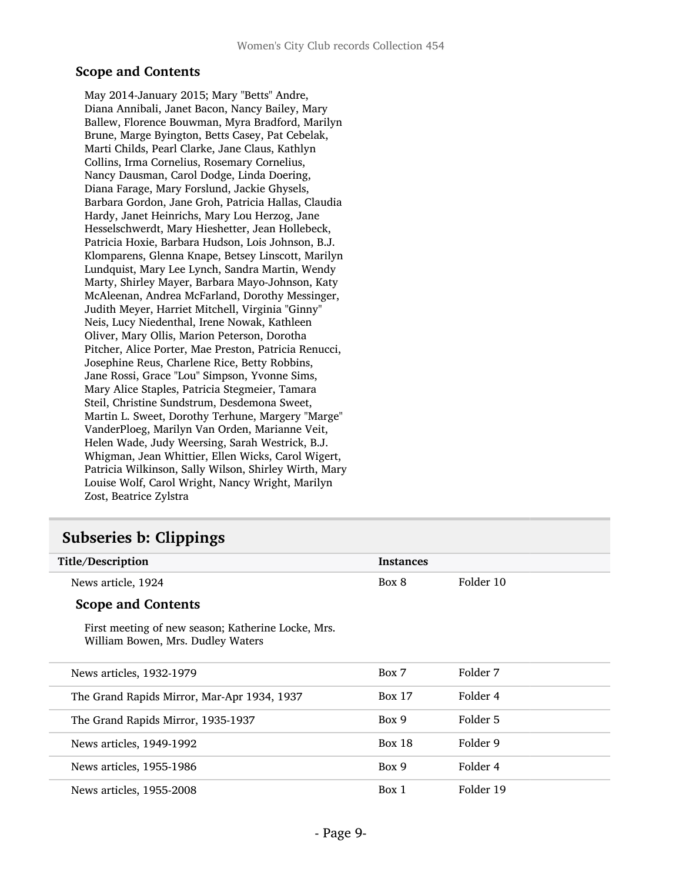### Scope and Contents

May 2014-January 2015; Mary "Betts" Andre, Diana Annibali, Janet Bacon, Nancy Bailey, Mary Ballew, Florence Bouwman, Myra Bradford, Marilyn Brune, Marge Byington, Betts Casey, Pat Cebelak, Marti Childs, Pearl Clarke, Jane Claus, Kathlyn Collins, Irma Cornelius, Rosemary Cornelius, Nancy Dausman, Carol Dodge, Linda Doering, Diana Farage, Mary Forslund, Jackie Ghysels, Barbara Gordon, Jane Groh, Patricia Hallas, Claudia Hardy, Janet Heinrichs, Mary Lou Herzog, Jane Hesselschwerdt, Mary Hieshetter, Jean Hollebeck, Patricia Hoxie, Barbara Hudson, Lois Johnson, B.J. Klomparens, Glenna Knape, Betsey Linscott, Marilyn Lundquist, Mary Lee Lynch, Sandra Martin, Wendy Marty, Shirley Mayer, Barbara Mayo-Johnson, Katy McAleenan, Andrea McFarland, Dorothy Messinger, Judith Meyer, Harriet Mitchell, Virginia "Ginny" Neis, Lucy Niedenthal, Irene Nowak, Kathleen Oliver, Mary Ollis, Marion Peterson, Dorotha Pitcher, Alice Porter, Mae Preston, Patricia Renucci, Josephine Reus, Charlene Rice, Betty Robbins, Jane Rossi, Grace "Lou" Simpson, Yvonne Sims, Mary Alice Staples, Patricia Stegmeier, Tamara Steil, Christine Sundstrum, Desdemona Sweet, Martin L. Sweet, Dorothy Terhune, Margery "Marge" VanderPloeg, Marilyn Van Orden, Marianne Veit, Helen Wade, Judy Weersing, Sarah Westrick, B.J. Whigman, Jean Whittier, Ellen Wicks, Carol Wigert, Patricia Wilkinson, Sally Wilson, Shirley Wirth, Mary Louise Wolf, Carol Wright, Nancy Wright, Marilyn Zost, Beatrice Zylstra

## Subseries b: Clippings

| Title/Description | Instances | |
|---|---|---|
| News article, 1924 | Box 8 | Folder 10 |

### Scope and Contents

First meeting of new season; Katherine Locke, Mrs. William Bowen, Mrs. Dudley Waters

| Title/Description | Instances | |
|---|---|---|
| News articles, 1932-1979 | Box 7 | Folder 7 |
| The Grand Rapids Mirror, Mar-Apr 1934, 1937 | Box 17 | Folder 4 |
| The Grand Rapids Mirror, 1935-1937 | Box 9 | Folder 5 |
| News articles, 1949-1992 | Box 18 | Folder 9 |
| News articles, 1955-1986 | Box 9 | Folder 4 |
| News articles, 1955-2008 | Box 1 | Folder 19 |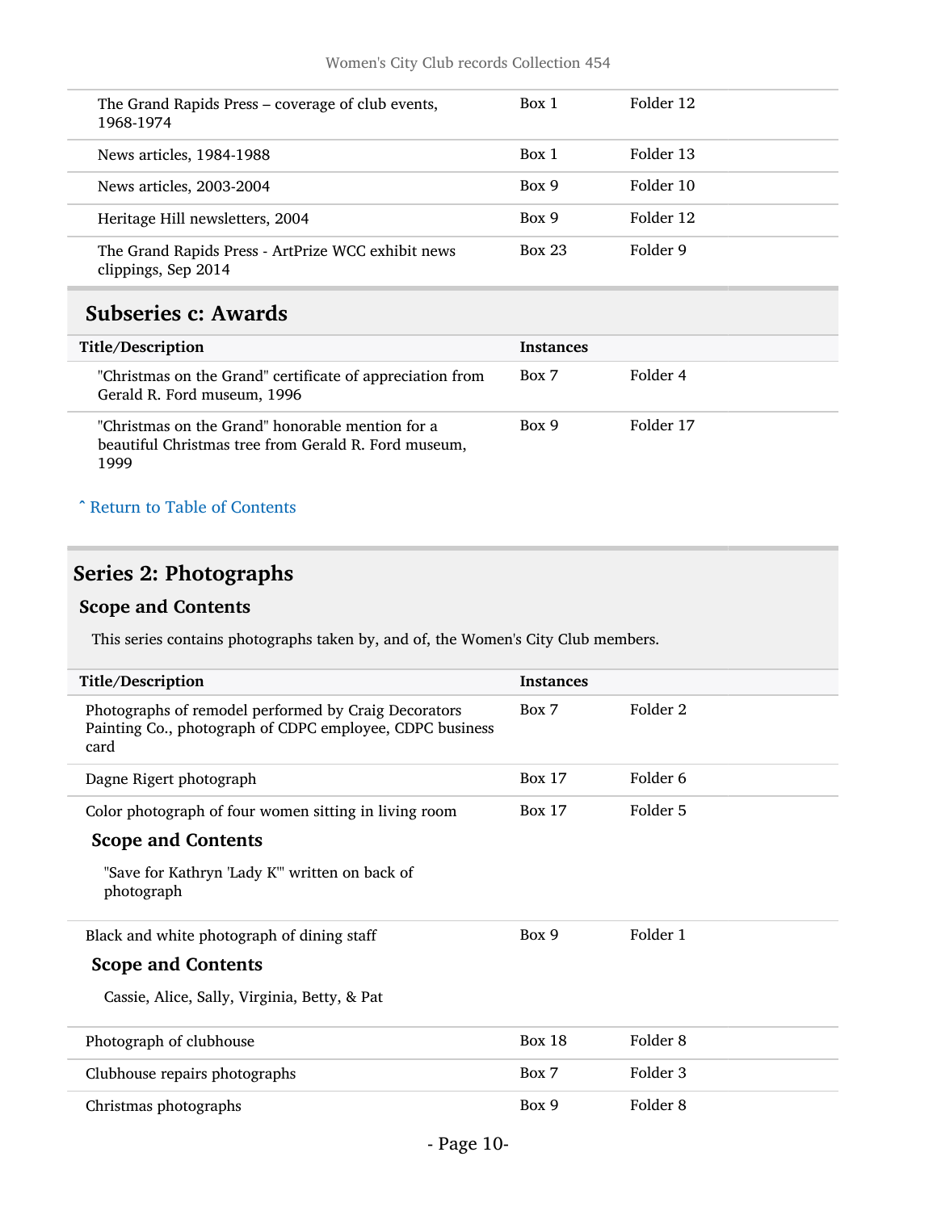| Title/Description | Instances | |
|---|---|---|
| The Grand Rapids Press – coverage of club events, 1968-1974 | Box 1 | Folder 12 |
| News articles, 1984-1988 | Box 1 | Folder 13 |
| News articles, 2003-2004 | Box 9 | Folder 10 |
| Heritage Hill newsletters, 2004 | Box 9 | Folder 12 |
| The Grand Rapids Press - ArtPrize WCC exhibit news clippings, Sep 2014 | Box 23 | Folder 9 |

### Subseries c: Awards

| Title/Description | Instances | |
|---|---|---|
| "Christmas on the Grand" certificate of appreciation from Gerald R. Ford museum, 1996 | Box 7 | Folder 4 |
| "Christmas on the Grand" honorable mention for a beautiful Christmas tree from Gerald R. Ford museum, 1999 | Box 9 | Folder 17 |

ˆ Return to Table of Contents

## Series 2: Photographs

### Scope and Contents

This series contains photographs taken by, and of, the Women's City Club members.

| Title/Description | Instances | |
|---|---|---|
| Photographs of remodel performed by Craig Decorators Painting Co., photograph of CDPC employee, CDPC business card | Box 7 | Folder 2 |
| Dagne Rigert photograph | Box 17 | Folder 6 |
| Color photograph of four women sitting in living room<br><br>**Scope and Contents**<br><br>"Save for Kathryn 'Lady K'" written on back of photograph | Box 17 | Folder 5 |
| Black and white photograph of dining staff<br><br>**Scope and Contents**<br><br>Cassie, Alice, Sally, Virginia, Betty, & Pat | Box 9 | Folder 1 |
| Photograph of clubhouse | Box 18 | Folder 8 |
| Clubhouse repairs photographs | Box 7 | Folder 3 |
| Christmas photographs | Box 9 | Folder 8 |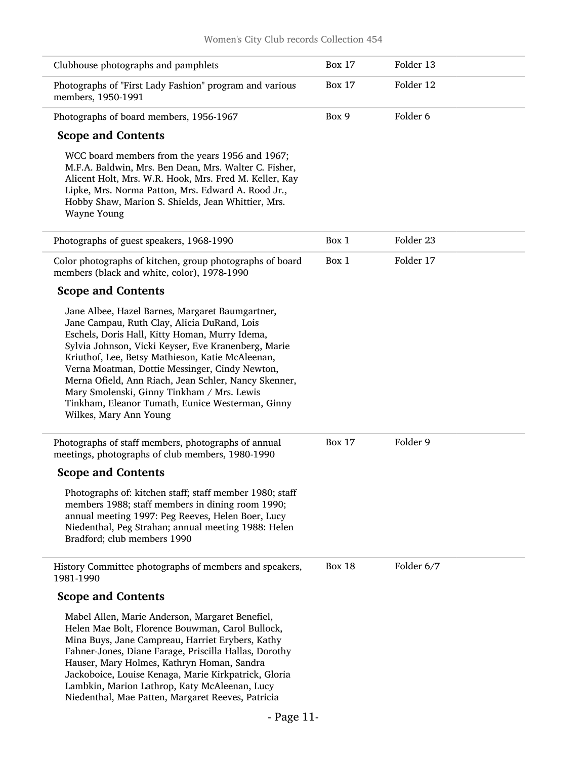| | | |
|---|---|---|
| Clubhouse photographs and pamphlets | Box 17 | Folder 13 |
| Photographs of "First Lady Fashion" program and various members, 1950-1991 | Box 17 | Folder 12 |
| Photographs of board members, 1956-1967 | Box 9 | Folder 6 |

### Scope and Contents

WCC board members from the years 1956 and 1967; M.F.A. Baldwin, Mrs. Ben Dean, Mrs. Walter C. Fisher, Alicent Holt, Mrs. W.R. Hook, Mrs. Fred M. Keller, Kay Lipke, Mrs. Norma Patton, Mrs. Edward A. Rood Jr., Hobby Shaw, Marion S. Shields, Jean Whittier, Mrs. Wayne Young

| | | |
|---|---|---|
| Photographs of guest speakers, 1968-1990 | Box 1 | Folder 23 |
| Color photographs of kitchen, group photographs of board members (black and white, color), 1978-1990 | Box 1 | Folder 17 |

### Scope and Contents

Jane Albee, Hazel Barnes, Margaret Baumgartner, Jane Campau, Ruth Clay, Alicia DuRand, Lois Eschels, Doris Hall, Kitty Homan, Murry Idema, Sylvia Johnson, Vicki Keyser, Eve Kranenberg, Marie Kriuthof, Lee, Betsy Mathieson, Katie McAleenan, Verna Moatman, Dottie Messinger, Cindy Newton, Merna Ofield, Ann Riach, Jean Schler, Nancy Skenner, Mary Smolenski, Ginny Tinkham / Mrs. Lewis Tinkham, Eleanor Tumath, Eunice Westerman, Ginny Wilkes, Mary Ann Young

| | | |
|---|---|---|
| Photographs of staff members, photographs of annual meetings, photographs of club members, 1980-1990 | Box 17 | Folder 9 |

### Scope and Contents

Photographs of: kitchen staff; staff member 1980; staff members 1988; staff members in dining room 1990; annual meeting 1997: Peg Reeves, Helen Boer, Lucy Niedenthal, Peg Strahan; annual meeting 1988: Helen Bradford; club members 1990

| | | |
|---|---|---|
| History Committee photographs of members and speakers, 1981-1990 | Box 18 | Folder 6/7 |

### Scope and Contents

Mabel Allen, Marie Anderson, Margaret Benefiel, Helen Mae Bolt, Florence Bouwman, Carol Bullock, Mina Buys, Jane Campreau, Harriet Erybers, Kathy Fahner-Jones, Diane Farage, Priscilla Hallas, Dorothy Hauser, Mary Holmes, Kathryn Homan, Sandra Jackoboice, Louise Kenaga, Marie Kirkpatrick, Gloria Lambkin, Marion Lathrop, Katy McAleenan, Lucy Niedenthal, Mae Patten, Margaret Reeves, Patricia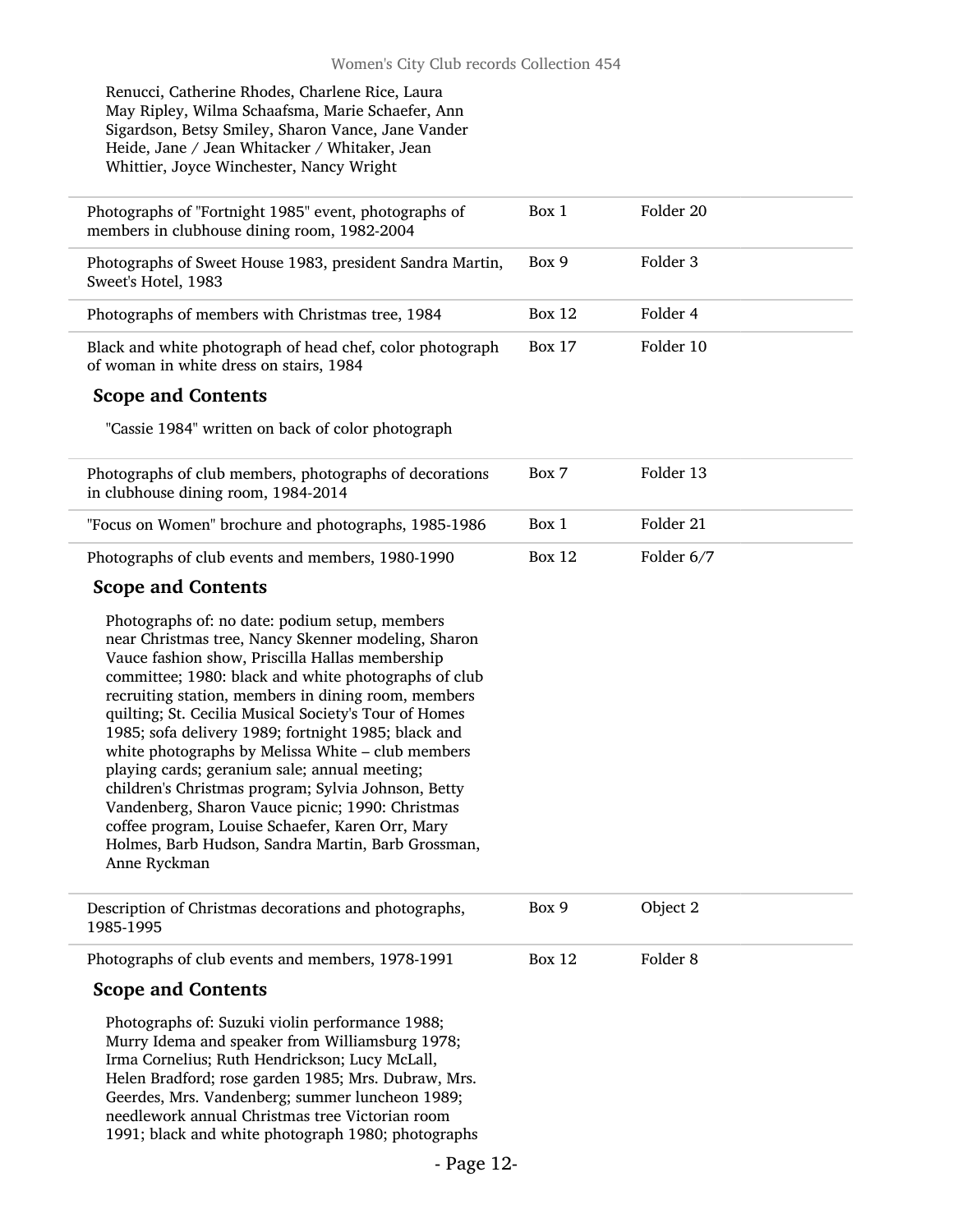Renucci, Catherine Rhodes, Charlene Rice, Laura May Ripley, Wilma Schaafsma, Marie Schaefer, Ann Sigardson, Betsy Smiley, Sharon Vance, Jane Vander Heide, Jane / Jean Whitacker / Whitaker, Jean Whittier, Joyce Winchester, Nancy Wright

| | | |
|---|---|---|
| Photographs of "Fortnight 1985" event, photographs of members in clubhouse dining room, 1982-2004 | Box 1 | Folder 20 |
| Photographs of Sweet House 1983, president Sandra Martin, Sweet's Hotel, 1983 | Box 9 | Folder 3 |
| Photographs of members with Christmas tree, 1984 | Box 12 | Folder 4 |
| Black and white photograph of head chef, color photograph of woman in white dress on stairs, 1984 | Box 17 | Folder 10 |

### Scope and Contents

"Cassie 1984" written on back of color photograph

| | | |
|---|---|---|
| Photographs of club members, photographs of decorations in clubhouse dining room, 1984-2014 | Box 7 | Folder 13 |
| "Focus on Women" brochure and photographs, 1985-1986 | Box 1 | Folder 21 |
| Photographs of club events and members, 1980-1990 | Box 12 | Folder 6/7 |

### Scope and Contents

Photographs of: no date: podium setup, members near Christmas tree, Nancy Skenner modeling, Sharon Vauce fashion show, Priscilla Hallas membership committee; 1980: black and white photographs of club recruiting station, members in dining room, members quilting; St. Cecilia Musical Society's Tour of Homes 1985; sofa delivery 1989; fortnight 1985; black and white photographs by Melissa White – club members playing cards; geranium sale; annual meeting; children's Christmas program; Sylvia Johnson, Betty Vandenberg, Sharon Vauce picnic; 1990: Christmas coffee program, Louise Schaefer, Karen Orr, Mary Holmes, Barb Hudson, Sandra Martin, Barb Grossman, Anne Ryckman

| | | |
|---|---|---|
| Description of Christmas decorations and photographs, 1985-1995 | Box 9 | Object 2 |
| Photographs of club events and members, 1978-1991 | Box 12 | Folder 8 |

### Scope and Contents

Photographs of: Suzuki violin performance 1988; Murry Idema and speaker from Williamsburg 1978; Irma Cornelius; Ruth Hendrickson; Lucy McLall, Helen Bradford; rose garden 1985; Mrs. Dubraw, Mrs. Geerdes, Mrs. Vandenberg; summer luncheon 1989; needlework annual Christmas tree Victorian room 1991; black and white photograph 1980; photographs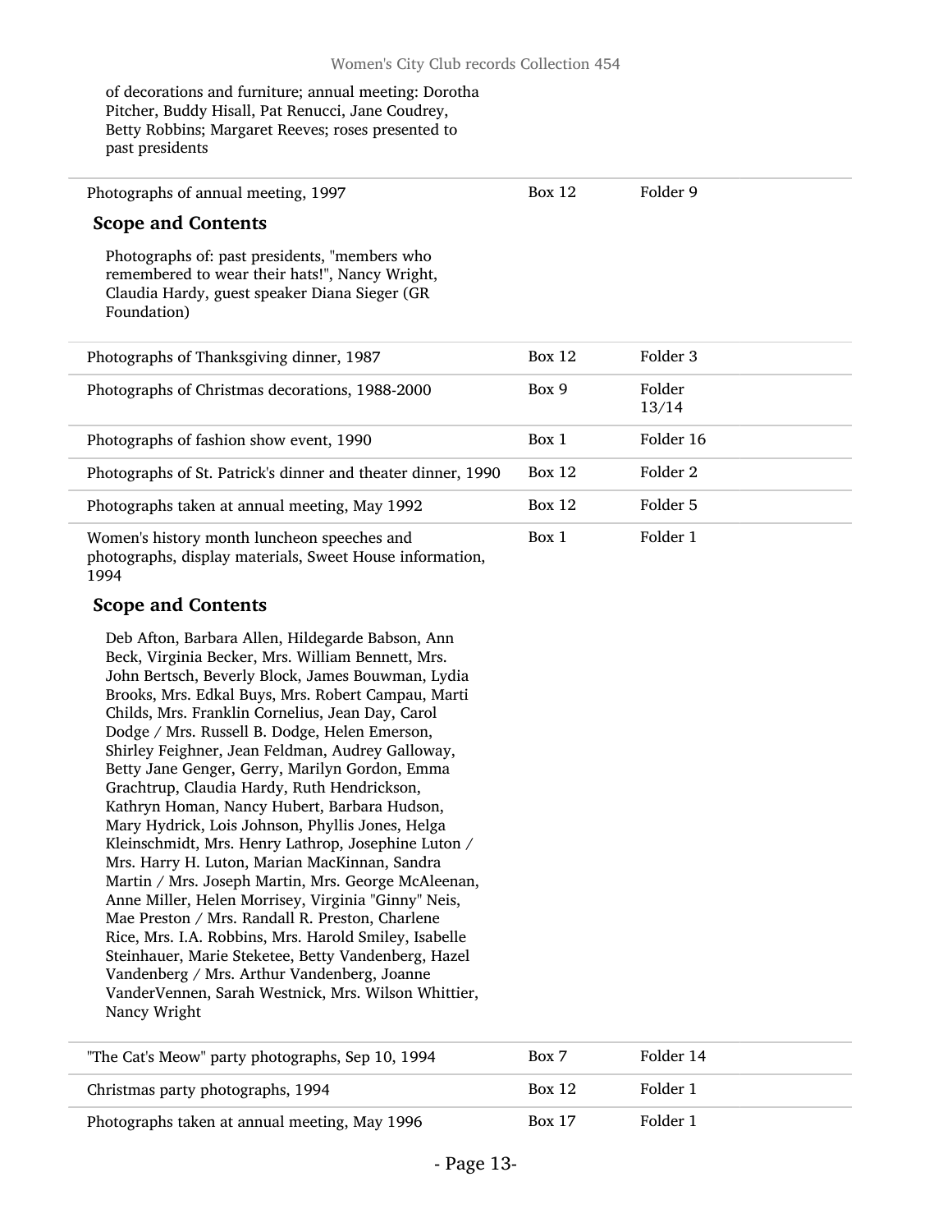of decorations and furniture; annual meeting: Dorotha Pitcher, Buddy Hisall, Pat Renucci, Jane Coudrey, Betty Robbins; Margaret Reeves; roses presented to past presidents

| | | |
|---|---|---|
| Photographs of annual meeting, 1997 | Box 12 | Folder 9 |

### Scope and Contents

Photographs of: past presidents, "members who remembered to wear their hats!", Nancy Wright, Claudia Hardy, guest speaker Diana Sieger (GR Foundation)

| | | |
|---|---|---|
| Photographs of Thanksgiving dinner, 1987 | Box 12 | Folder 3 |
| Photographs of Christmas decorations, 1988-2000 | Box 9 | Folder 13/14 |
| Photographs of fashion show event, 1990 | Box 1 | Folder 16 |
| Photographs of St. Patrick's dinner and theater dinner, 1990 | Box 12 | Folder 2 |
| Photographs taken at annual meeting, May 1992 | Box 12 | Folder 5 |
| Women's history month luncheon speeches and photographs, display materials, Sweet House information, 1994 | Box 1 | Folder 1 |

### Scope and Contents

Deb Afton, Barbara Allen, Hildegarde Babson, Ann Beck, Virginia Becker, Mrs. William Bennett, Mrs. John Bertsch, Beverly Block, James Bouwman, Lydia Brooks, Mrs. Edkal Buys, Mrs. Robert Campau, Marti Childs, Mrs. Franklin Cornelius, Jean Day, Carol Dodge / Mrs. Russell B. Dodge, Helen Emerson, Shirley Feighner, Jean Feldman, Audrey Galloway, Betty Jane Genger, Gerry, Marilyn Gordon, Emma Grachtrup, Claudia Hardy, Ruth Hendrickson, Kathryn Homan, Nancy Hubert, Barbara Hudson, Mary Hydrick, Lois Johnson, Phyllis Jones, Helga Kleinschmidt, Mrs. Henry Lathrop, Josephine Luton / Mrs. Harry H. Luton, Marian MacKinnan, Sandra Martin / Mrs. Joseph Martin, Mrs. George McAleenan, Anne Miller, Helen Morrisey, Virginia "Ginny" Neis, Mae Preston / Mrs. Randall R. Preston, Charlene Rice, Mrs. I.A. Robbins, Mrs. Harold Smiley, Isabelle Steinhauer, Marie Steketee, Betty Vandenberg, Hazel Vandenberg / Mrs. Arthur Vandenberg, Joanne VanderVennen, Sarah Westnick, Mrs. Wilson Whittier, Nancy Wright

| | | |
|---|---|---|
| "The Cat's Meow" party photographs, Sep 10, 1994 | Box 7 | Folder 14 |
| Christmas party photographs, 1994 | Box 12 | Folder 1 |
| Photographs taken at annual meeting, May 1996 | Box 17 | Folder 1 |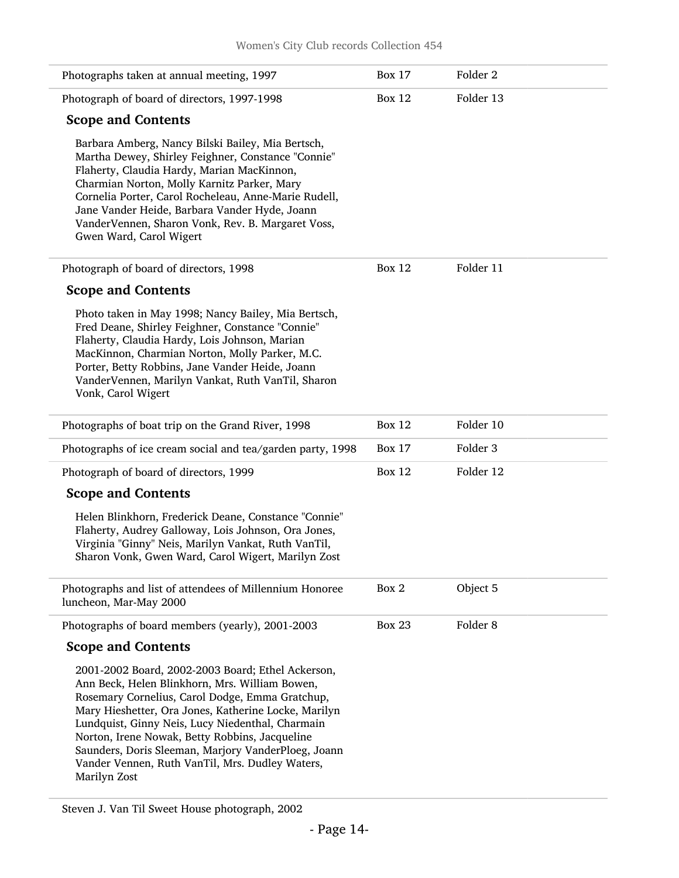| | | |
|---|---|---|
| Photographs taken at annual meeting, 1997 | Box 17 | Folder 2 |
| Photograph of board of directors, 1997-1998 | Box 12 | Folder 13 |

**Scope and Contents**

Barbara Amberg, Nancy Bilski Bailey, Mia Bertsch, Martha Dewey, Shirley Feighner, Constance "Connie" Flaherty, Claudia Hardy, Marian MacKinnon, Charmian Norton, Molly Karnitz Parker, Mary Cornelia Porter, Carol Rocheleau, Anne-Marie Rudell, Jane Vander Heide, Barbara Vander Hyde, Joann VanderVennen, Sharon Vonk, Rev. B. Margaret Voss, Gwen Ward, Carol Wigert

| | | |
|---|---|---|
| Photograph of board of directors, 1998 | Box 12 | Folder 11 |

**Scope and Contents**

Photo taken in May 1998; Nancy Bailey, Mia Bertsch, Fred Deane, Shirley Feighner, Constance "Connie" Flaherty, Claudia Hardy, Lois Johnson, Marian MacKinnon, Charmian Norton, Molly Parker, M.C. Porter, Betty Robbins, Jane Vander Heide, Joann VanderVennen, Marilyn Vankat, Ruth VanTil, Sharon Vonk, Carol Wigert

| | | |
|---|---|---|
| Photographs of boat trip on the Grand River, 1998 | Box 12 | Folder 10 |
| Photographs of ice cream social and tea/garden party, 1998 | Box 17 | Folder 3 |
| Photograph of board of directors, 1999 | Box 12 | Folder 12 |

**Scope and Contents**

Helen Blinkhorn, Frederick Deane, Constance "Connie" Flaherty, Audrey Galloway, Lois Johnson, Ora Jones, Virginia "Ginny" Neis, Marilyn Vankat, Ruth VanTil, Sharon Vonk, Gwen Ward, Carol Wigert, Marilyn Zost

| | | |
|---|---|---|
| Photographs and list of attendees of Millennium Honoree luncheon, Mar-May 2000 | Box 2 | Object 5 |
| Photographs of board members (yearly), 2001-2003 | Box 23 | Folder 8 |

**Scope and Contents**

2001-2002 Board, 2002-2003 Board; Ethel Ackerson, Ann Beck, Helen Blinkhorn, Mrs. William Bowen, Rosemary Cornelius, Carol Dodge, Emma Gratchup, Mary Hieshetter, Ora Jones, Katherine Locke, Marilyn Lundquist, Ginny Neis, Lucy Niedenthal, Charmain Norton, Irene Nowak, Betty Robbins, Jacqueline Saunders, Doris Sleeman, Marjory VanderPloeg, Joann Vander Vennen, Ruth VanTil, Mrs. Dudley Waters, Marilyn Zost

Steven J. Van Til Sweet House photograph, 2002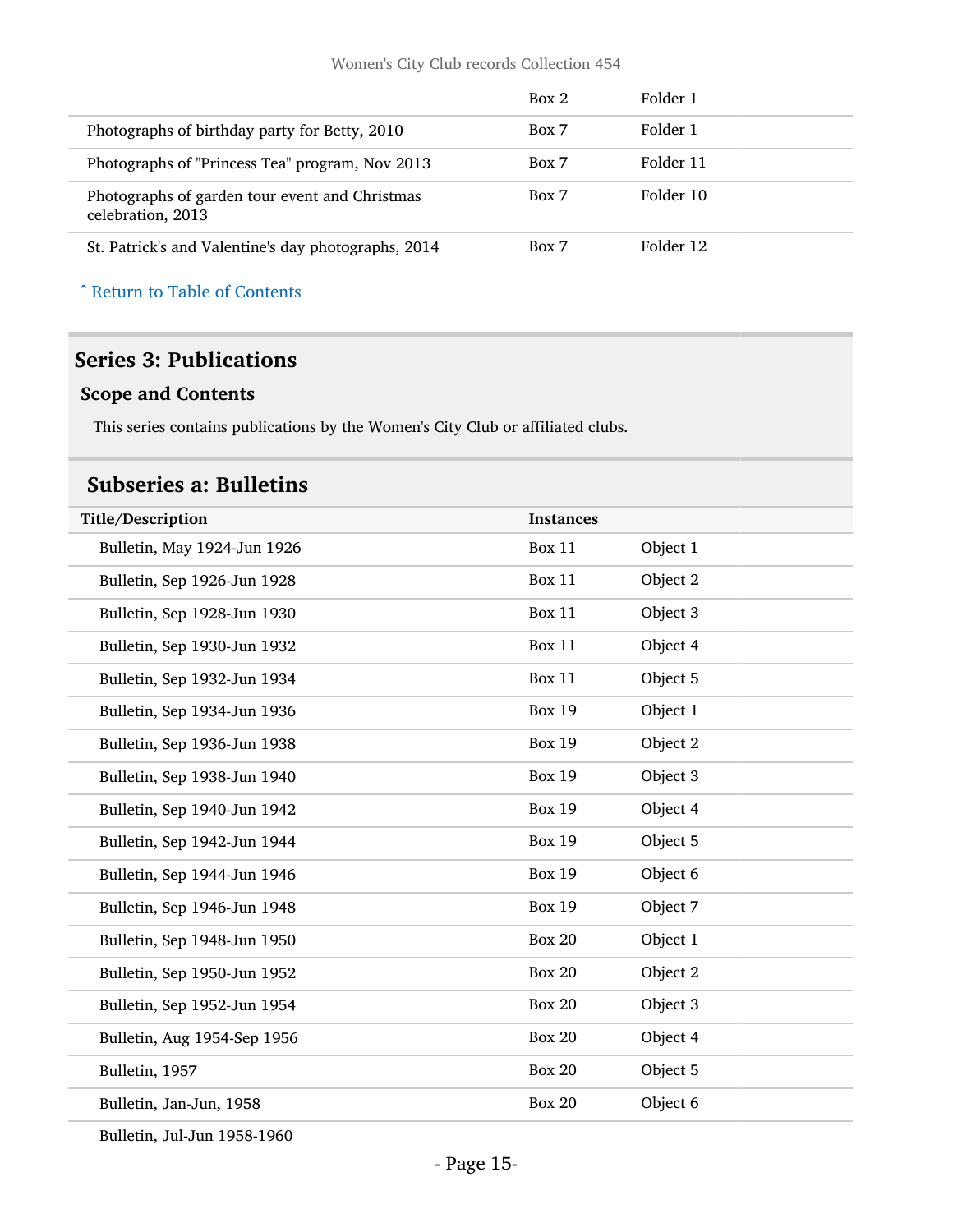| | Box 2 | Folder 1 |
|---|---|---|
| Photographs of birthday party for Betty, 2010 | Box 7 | Folder 1 |
| Photographs of "Princess Tea" program, Nov 2013 | Box 7 | Folder 11 |
| Photographs of garden tour event and Christmas celebration, 2013 | Box 7 | Folder 10 |
| St. Patrick's and Valentine's day photographs, 2014 | Box 7 | Folder 12 |

ˆ Return to Table of Contents

## Series 3: Publications

### Scope and Contents

This series contains publications by the Women's City Club or affiliated clubs.

### Subseries a: Bulletins

| Title/Description | Instances | |
|---|---|---|
| Bulletin, May 1924-Jun 1926 | Box 11 | Object 1 |
| Bulletin, Sep 1926-Jun 1928 | Box 11 | Object 2 |
| Bulletin, Sep 1928-Jun 1930 | Box 11 | Object 3 |
| Bulletin, Sep 1930-Jun 1932 | Box 11 | Object 4 |
| Bulletin, Sep 1932-Jun 1934 | Box 11 | Object 5 |
| Bulletin, Sep 1934-Jun 1936 | Box 19 | Object 1 |
| Bulletin, Sep 1936-Jun 1938 | Box 19 | Object 2 |
| Bulletin, Sep 1938-Jun 1940 | Box 19 | Object 3 |
| Bulletin, Sep 1940-Jun 1942 | Box 19 | Object 4 |
| Bulletin, Sep 1942-Jun 1944 | Box 19 | Object 5 |
| Bulletin, Sep 1944-Jun 1946 | Box 19 | Object 6 |
| Bulletin, Sep 1946-Jun 1948 | Box 19 | Object 7 |
| Bulletin, Sep 1948-Jun 1950 | Box 20 | Object 1 |
| Bulletin, Sep 1950-Jun 1952 | Box 20 | Object 2 |
| Bulletin, Sep 1952-Jun 1954 | Box 20 | Object 3 |
| Bulletin, Aug 1954-Sep 1956 | Box 20 | Object 4 |
| Bulletin, 1957 | Box 20 | Object 5 |
| Bulletin, Jan-Jun, 1958 | Box 20 | Object 6 |
| Bulletin, Jul-Jun 1958-1960 | | |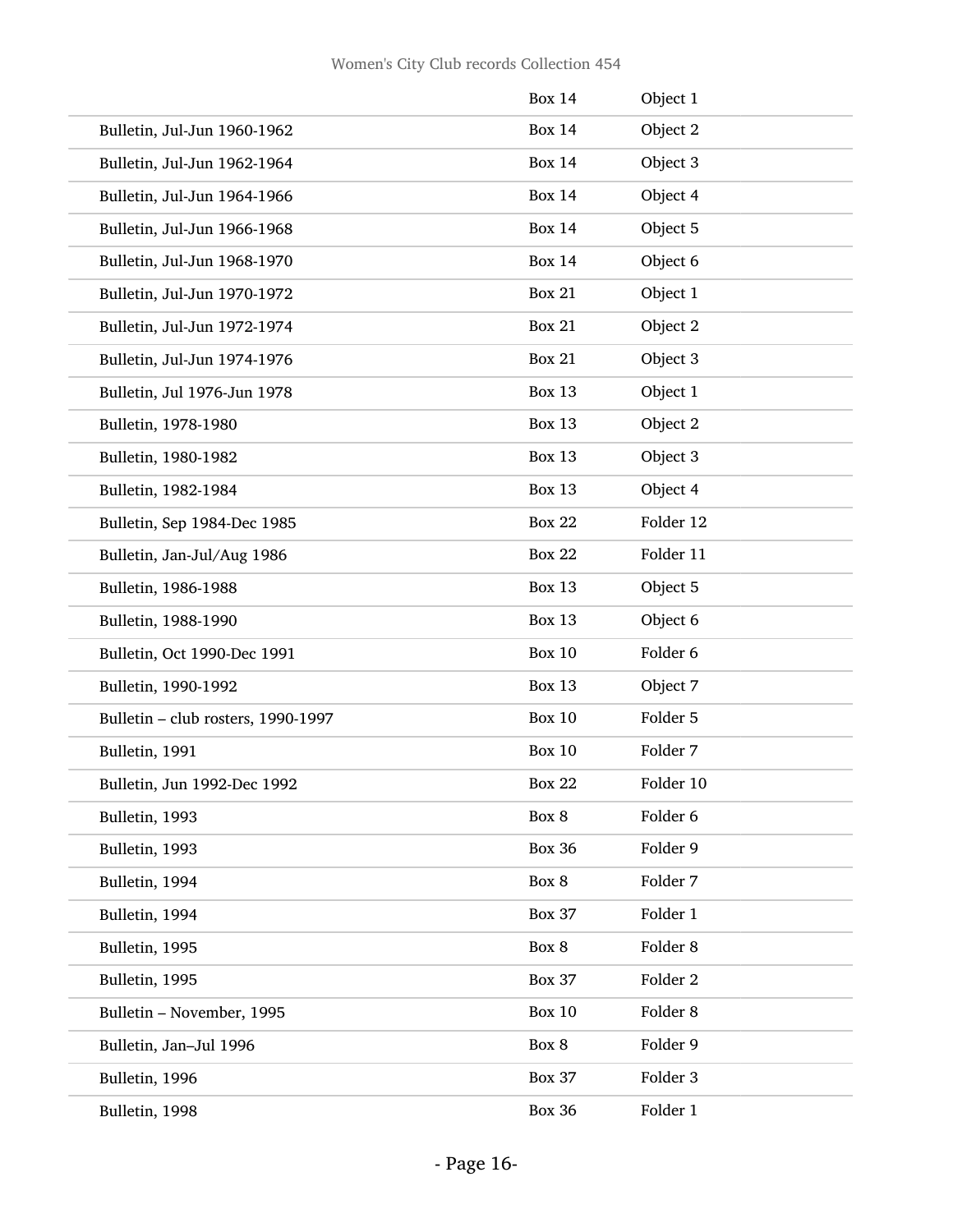| | | |
|---|---|---|
| | Box 14 | Object 1 |
| Bulletin, Jul-Jun 1960-1962 | Box 14 | Object 2 |
| Bulletin, Jul-Jun 1962-1964 | Box 14 | Object 3 |
| Bulletin, Jul-Jun 1964-1966 | Box 14 | Object 4 |
| Bulletin, Jul-Jun 1966-1968 | Box 14 | Object 5 |
| Bulletin, Jul-Jun 1968-1970 | Box 14 | Object 6 |
| Bulletin, Jul-Jun 1970-1972 | Box 21 | Object 1 |
| Bulletin, Jul-Jun 1972-1974 | Box 21 | Object 2 |
| Bulletin, Jul-Jun 1974-1976 | Box 21 | Object 3 |
| Bulletin, Jul 1976-Jun 1978 | Box 13 | Object 1 |
| Bulletin, 1978-1980 | Box 13 | Object 2 |
| Bulletin, 1980-1982 | Box 13 | Object 3 |
| Bulletin, 1982-1984 | Box 13 | Object 4 |
| Bulletin, Sep 1984-Dec 1985 | Box 22 | Folder 12 |
| Bulletin, Jan-Jul/Aug 1986 | Box 22 | Folder 11 |
| Bulletin, 1986-1988 | Box 13 | Object 5 |
| Bulletin, 1988-1990 | Box 13 | Object 6 |
| Bulletin, Oct 1990-Dec 1991 | Box 10 | Folder 6 |
| Bulletin, 1990-1992 | Box 13 | Object 7 |
| Bulletin – club rosters, 1990-1997 | Box 10 | Folder 5 |
| Bulletin, 1991 | Box 10 | Folder 7 |
| Bulletin, Jun 1992-Dec 1992 | Box 22 | Folder 10 |
| Bulletin, 1993 | Box 8 | Folder 6 |
| Bulletin, 1993 | Box 36 | Folder 9 |
| Bulletin, 1994 | Box 8 | Folder 7 |
| Bulletin, 1994 | Box 37 | Folder 1 |
| Bulletin, 1995 | Box 8 | Folder 8 |
| Bulletin, 1995 | Box 37 | Folder 2 |
| Bulletin – November, 1995 | Box 10 | Folder 8 |
| Bulletin, Jan–Jul 1996 | Box 8 | Folder 9 |
| Bulletin, 1996 | Box 37 | Folder 3 |
| Bulletin, 1998 | Box 36 | Folder 1 |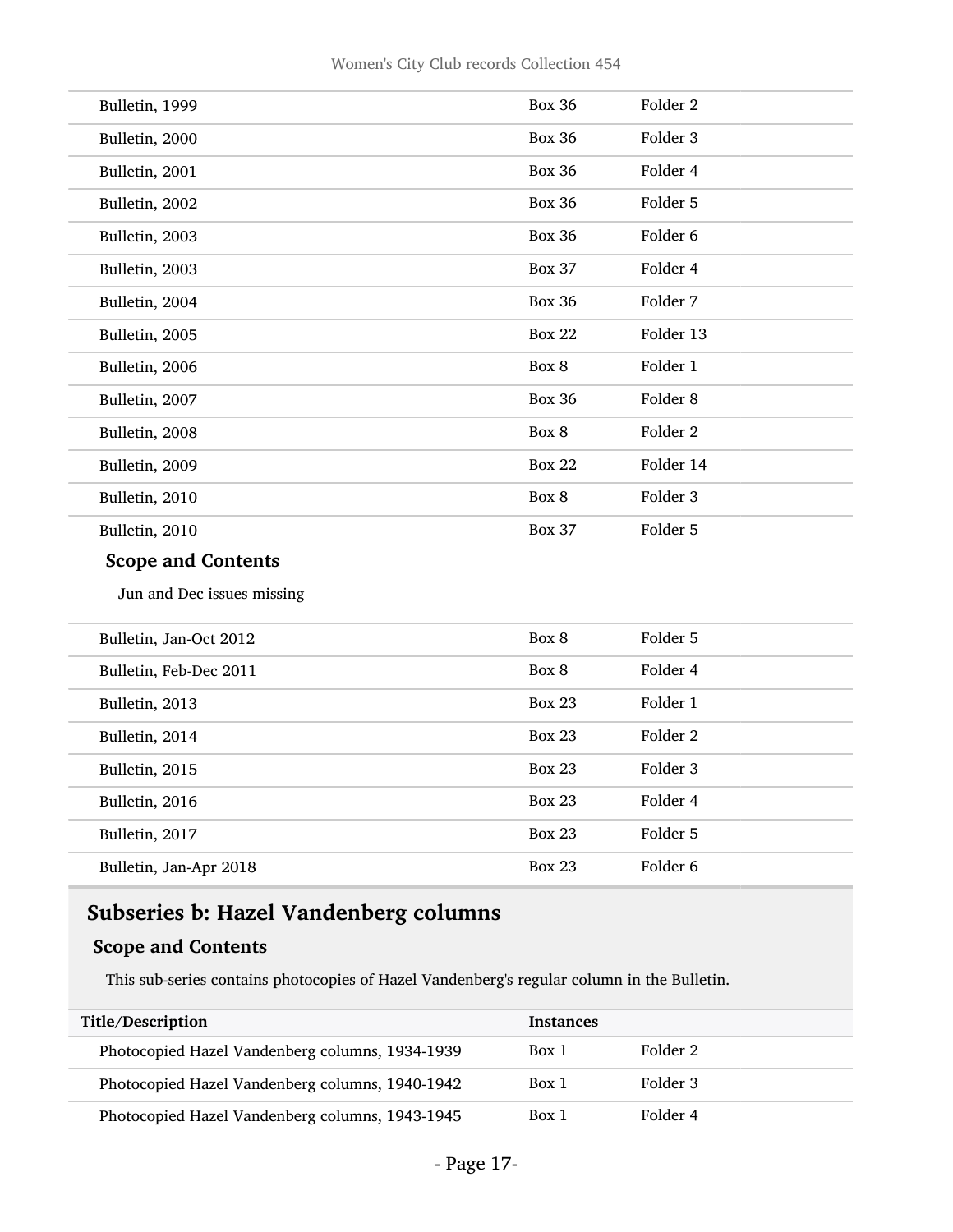| | | |
|---|---|---|
| Bulletin, 1999 | Box 36 | Folder 2 |
| Bulletin, 2000 | Box 36 | Folder 3 |
| Bulletin, 2001 | Box 36 | Folder 4 |
| Bulletin, 2002 | Box 36 | Folder 5 |
| Bulletin, 2003 | Box 36 | Folder 6 |
| Bulletin, 2003 | Box 37 | Folder 4 |
| Bulletin, 2004 | Box 36 | Folder 7 |
| Bulletin, 2005 | Box 22 | Folder 13 |
| Bulletin, 2006 | Box 8 | Folder 1 |
| Bulletin, 2007 | Box 36 | Folder 8 |
| Bulletin, 2008 | Box 8 | Folder 2 |
| Bulletin, 2009 | Box 22 | Folder 14 |
| Bulletin, 2010 | Box 8 | Folder 3 |
| Bulletin, 2010 | Box 37 | Folder 5 |

**Scope and Contents**

Jun and Dec issues missing

| | | |
|---|---|---|
| Bulletin, Jan-Oct 2012 | Box 8 | Folder 5 |
| Bulletin, Feb-Dec 2011 | Box 8 | Folder 4 |
| Bulletin, 2013 | Box 23 | Folder 1 |
| Bulletin, 2014 | Box 23 | Folder 2 |
| Bulletin, 2015 | Box 23 | Folder 3 |
| Bulletin, 2016 | Box 23 | Folder 4 |
| Bulletin, 2017 | Box 23 | Folder 5 |
| Bulletin, Jan-Apr 2018 | Box 23 | Folder 6 |

## Subseries b: Hazel Vandenberg columns

### Scope and Contents

This sub-series contains photocopies of Hazel Vandenberg's regular column in the Bulletin.

| Title/Description | Instances | |
|---|---|---|
| Photocopied Hazel Vandenberg columns, 1934-1939 | Box 1 | Folder 2 |
| Photocopied Hazel Vandenberg columns, 1940-1942 | Box 1 | Folder 3 |
| Photocopied Hazel Vandenberg columns, 1943-1945 | Box 1 | Folder 4 |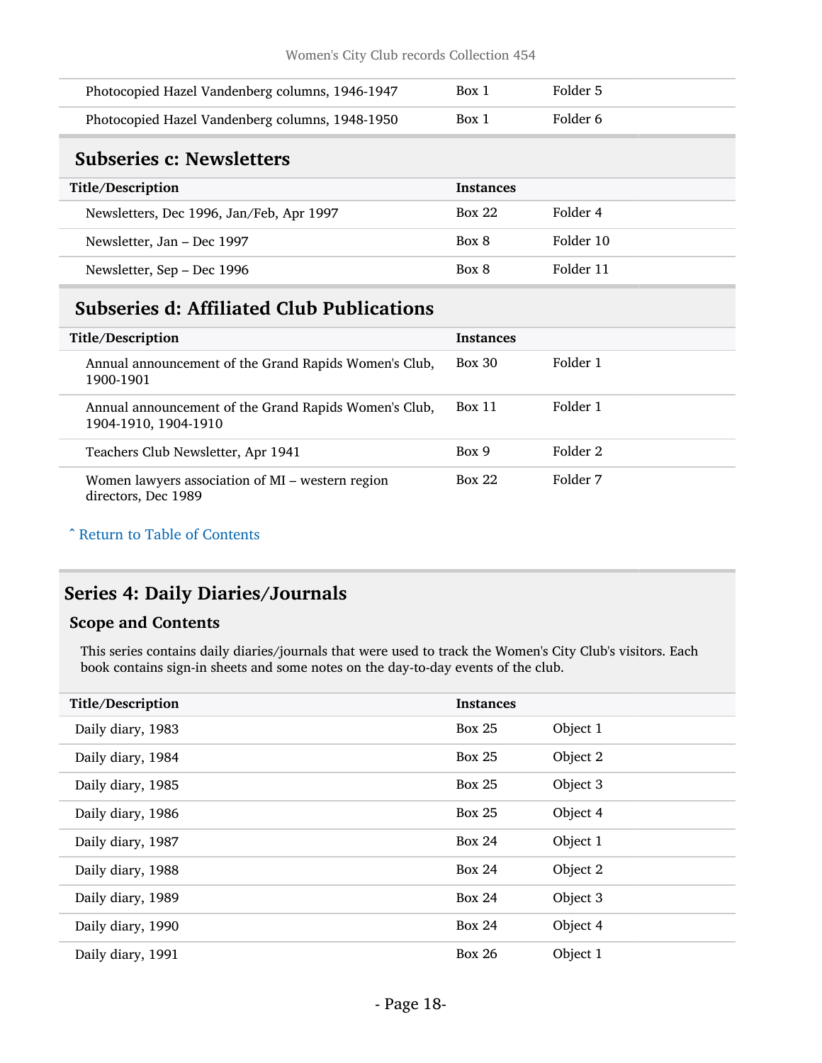| Title/Description | Instances | |
|---|---|---|
| Photocopied Hazel Vandenberg columns, 1946-1947 | Box 1 | Folder 5 |
| Photocopied Hazel Vandenberg columns, 1948-1950 | Box 1 | Folder 6 |

### Subseries c: Newsletters

| Title/Description | Instances | |
|---|---|---|
| Newsletters, Dec 1996, Jan/Feb, Apr 1997 | Box 22 | Folder 4 |
| Newsletter, Jan – Dec 1997 | Box 8 | Folder 10 |
| Newsletter, Sep – Dec 1996 | Box 8 | Folder 11 |

### Subseries d: Affiliated Club Publications

| Title/Description | Instances | |
|---|---|---|
| Annual announcement of the Grand Rapids Women's Club, 1900-1901 | Box 30 | Folder 1 |
| Annual announcement of the Grand Rapids Women's Club, 1904-1910, 1904-1910 | Box 11 | Folder 1 |
| Teachers Club Newsletter, Apr 1941 | Box 9 | Folder 2 |
| Women lawyers association of MI – western region directors, Dec 1989 | Box 22 | Folder 7 |

ˆ Return to Table of Contents

## Series 4: Daily Diaries/Journals

### Scope and Contents

This series contains daily diaries/journals that were used to track the Women's City Club's visitors. Each book contains sign-in sheets and some notes on the day-to-day events of the club.

| Title/Description | Instances | |
|---|---|---|
| Daily diary, 1983 | Box 25 | Object 1 |
| Daily diary, 1984 | Box 25 | Object 2 |
| Daily diary, 1985 | Box 25 | Object 3 |
| Daily diary, 1986 | Box 25 | Object 4 |
| Daily diary, 1987 | Box 24 | Object 1 |
| Daily diary, 1988 | Box 24 | Object 2 |
| Daily diary, 1989 | Box 24 | Object 3 |
| Daily diary, 1990 | Box 24 | Object 4 |
| Daily diary, 1991 | Box 26 | Object 1 |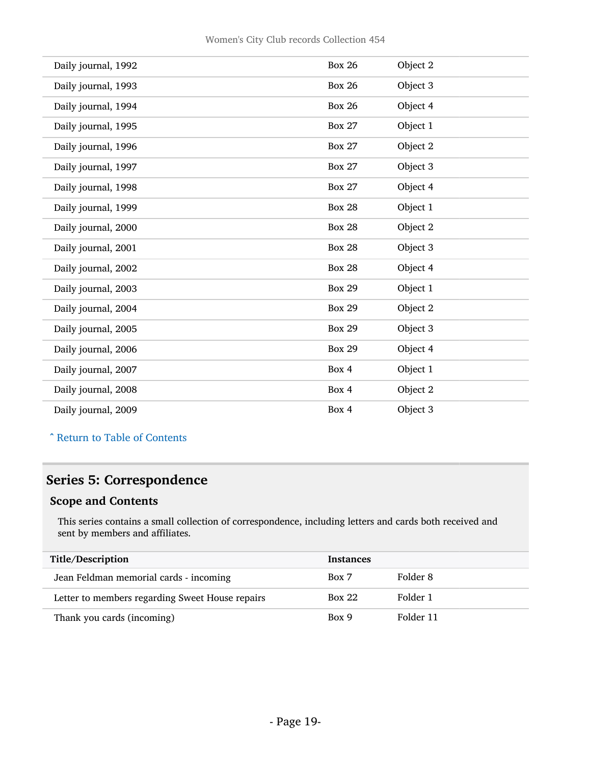| | | |
|---|---|---|
| Daily journal, 1992 | Box 26 | Object 2 |
| Daily journal, 1993 | Box 26 | Object 3 |
| Daily journal, 1994 | Box 26 | Object 4 |
| Daily journal, 1995 | Box 27 | Object 1 |
| Daily journal, 1996 | Box 27 | Object 2 |
| Daily journal, 1997 | Box 27 | Object 3 |
| Daily journal, 1998 | Box 27 | Object 4 |
| Daily journal, 1999 | Box 28 | Object 1 |
| Daily journal, 2000 | Box 28 | Object 2 |
| Daily journal, 2001 | Box 28 | Object 3 |
| Daily journal, 2002 | Box 28 | Object 4 |
| Daily journal, 2003 | Box 29 | Object 1 |
| Daily journal, 2004 | Box 29 | Object 2 |
| Daily journal, 2005 | Box 29 | Object 3 |
| Daily journal, 2006 | Box 29 | Object 4 |
| Daily journal, 2007 | Box 4 | Object 1 |
| Daily journal, 2008 | Box 4 | Object 2 |
| Daily journal, 2009 | Box 4 | Object 3 |

ˆ Return to Table of Contents

## Series 5: Correspondence

### Scope and Contents

This series contains a small collection of correspondence, including letters and cards both received and sent by members and affiliates.

| Title/Description | Instances | |
|---|---|---|
| Jean Feldman memorial cards - incoming | Box 7 | Folder 8 |
| Letter to members regarding Sweet House repairs | Box 22 | Folder 1 |
| Thank you cards (incoming) | Box 9 | Folder 11 |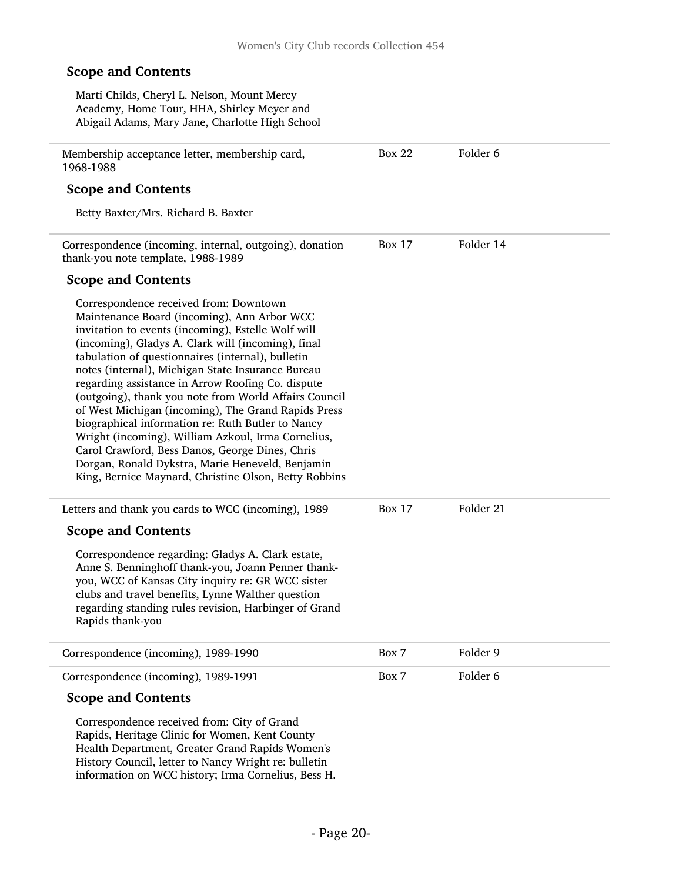### Scope and Contents

Marti Childs, Cheryl L. Nelson, Mount Mercy Academy, Home Tour, HHA, Shirley Meyer and Abigail Adams, Mary Jane, Charlotte High School

| | | |
|---|---|---|
| Membership acceptance letter, membership card, 1968-1988 | Box 22 | Folder 6 |

### Scope and Contents

Betty Baxter/Mrs. Richard B. Baxter

| | | |
|---|---|---|
| Correspondence (incoming, internal, outgoing), donation thank-you note template, 1988-1989 | Box 17 | Folder 14 |

### Scope and Contents

Correspondence received from: Downtown Maintenance Board (incoming), Ann Arbor WCC invitation to events (incoming), Estelle Wolf will (incoming), Gladys A. Clark will (incoming), final tabulation of questionnaires (internal), bulletin notes (internal), Michigan State Insurance Bureau regarding assistance in Arrow Roofing Co. dispute (outgoing), thank you note from World Affairs Council of West Michigan (incoming), The Grand Rapids Press biographical information re: Ruth Butler to Nancy Wright (incoming), William Azkoul, Irma Cornelius, Carol Crawford, Bess Danos, George Dines, Chris Dorgan, Ronald Dykstra, Marie Heneveld, Benjamin King, Bernice Maynard, Christine Olson, Betty Robbins

| | | |
|---|---|---|
| Letters and thank you cards to WCC (incoming), 1989 | Box 17 | Folder 21 |

### Scope and Contents

Correspondence regarding: Gladys A. Clark estate, Anne S. Benninghoff thank-you, Joann Penner thank-you, WCC of Kansas City inquiry re: GR WCC sister clubs and travel benefits, Lynne Walther question regarding standing rules revision, Harbinger of Grand Rapids thank-you

| | | |
|---|---|---|
| Correspondence (incoming), 1989-1990 | Box 7 | Folder 9 |
| Correspondence (incoming), 1989-1991 | Box 7 | Folder 6 |

### Scope and Contents

Correspondence received from: City of Grand Rapids, Heritage Clinic for Women, Kent County Health Department, Greater Grand Rapids Women's History Council, letter to Nancy Wright re: bulletin information on WCC history; Irma Cornelius, Bess H.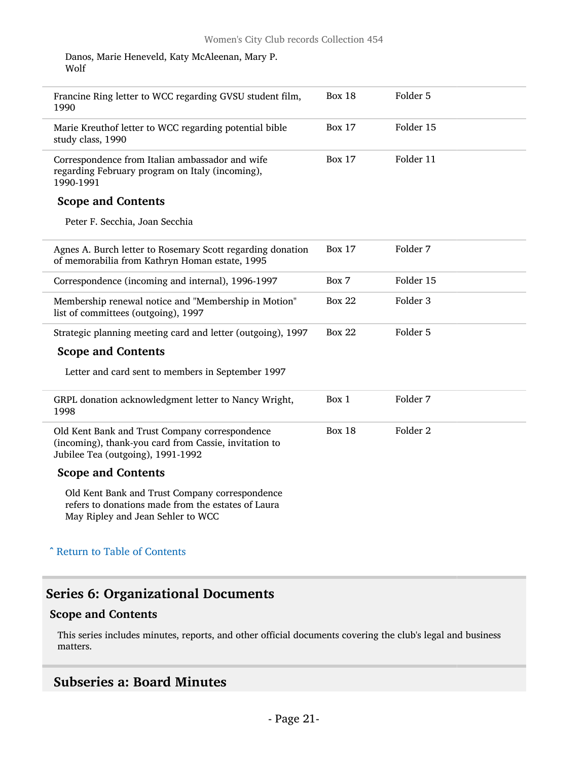Danos, Marie Heneveld, Katy McAleenan, Mary P. Wolf

| | | |
|---|---|---|
| Francine Ring letter to WCC regarding GVSU student film, 1990 | Box 18 | Folder 5 |
| Marie Kreuthof letter to WCC regarding potential bible study class, 1990 | Box 17 | Folder 15 |
| Correspondence from Italian ambassador and wife regarding February program on Italy (incoming), 1990-1991 | Box 17 | Folder 11 |

**Scope and Contents**

Peter F. Secchia, Joan Secchia

| | | |
|---|---|---|
| Agnes A. Burch letter to Rosemary Scott regarding donation of memorabilia from Kathryn Homan estate, 1995 | Box 17 | Folder 7 |
| Correspondence (incoming and internal), 1996-1997 | Box 7 | Folder 15 |
| Membership renewal notice and "Membership in Motion" list of committees (outgoing), 1997 | Box 22 | Folder 3 |
| Strategic planning meeting card and letter (outgoing), 1997 | Box 22 | Folder 5 |

**Scope and Contents**

Letter and card sent to members in September 1997

| | | |
|---|---|---|
| GRPL donation acknowledgment letter to Nancy Wright, 1998 | Box 1 | Folder 7 |
| Old Kent Bank and Trust Company correspondence (incoming), thank-you card from Cassie, invitation to Jubilee Tea (outgoing), 1991-1992 | Box 18 | Folder 2 |

**Scope and Contents**

Old Kent Bank and Trust Company correspondence refers to donations made from the estates of Laura May Ripley and Jean Sehler to WCC

ˆ Return to Table of Contents

## Series 6: Organizational Documents

### Scope and Contents

This series includes minutes, reports, and other official documents covering the club's legal and business matters.

## Subseries a: Board Minutes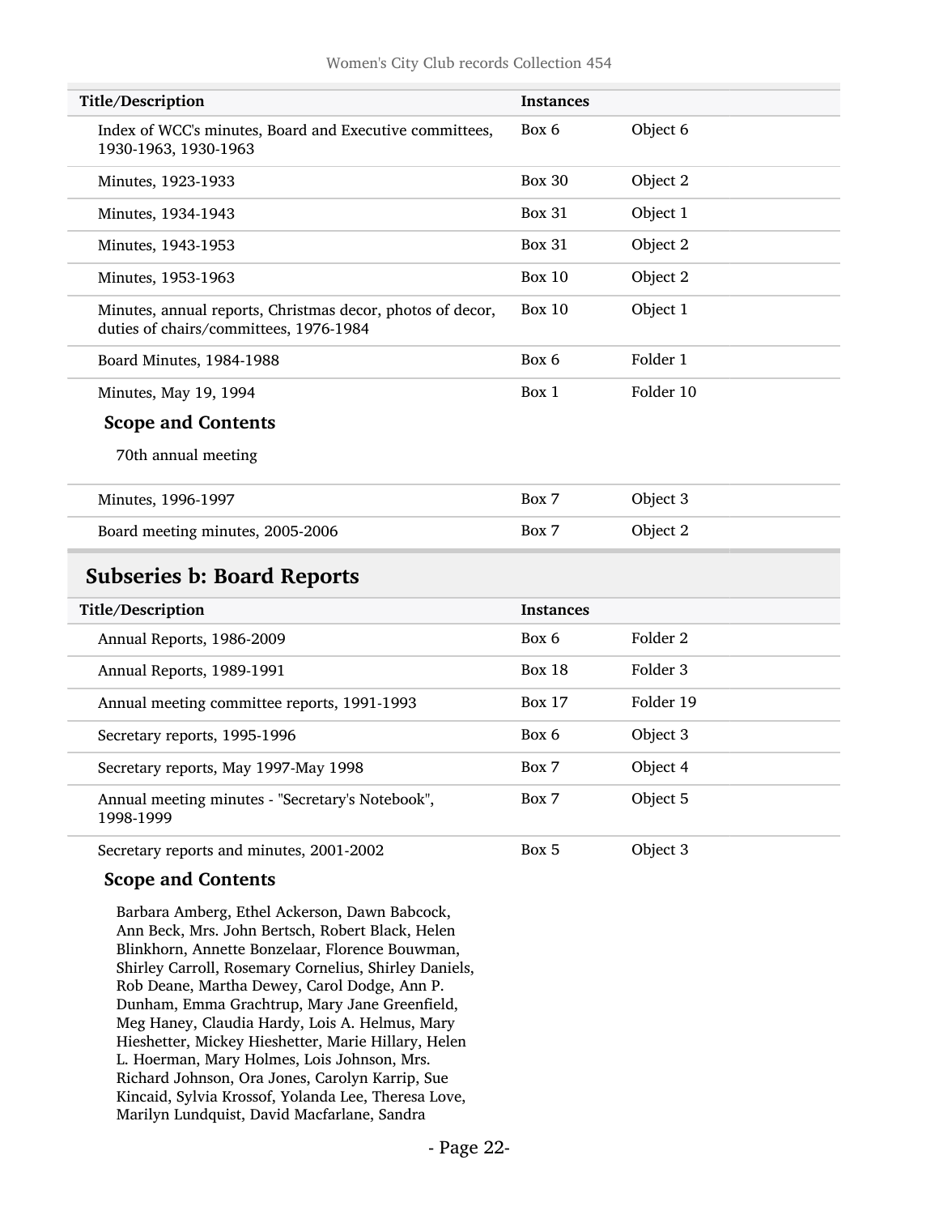| Title/Description | Instances | |
|---|---|---|
| Index of WCC's minutes, Board and Executive committees, 1930-1963, 1930-1963 | Box 6 | Object 6 |
| Minutes, 1923-1933 | Box 30 | Object 2 |
| Minutes, 1934-1943 | Box 31 | Object 1 |
| Minutes, 1943-1953 | Box 31 | Object 2 |
| Minutes, 1953-1963 | Box 10 | Object 2 |
| Minutes, annual reports, Christmas decor, photos of decor, duties of chairs/committees, 1976-1984 | Box 10 | Object 1 |
| Board Minutes, 1984-1988 | Box 6 | Folder 1 |
| Minutes, May 19, 1994 | Box 1 | Folder 10 |

**Scope and Contents**

70th annual meeting

| Title/Description | Instances | |
|---|---|---|
| Minutes, 1996-1997 | Box 7 | Object 3 |
| Board meeting minutes, 2005-2006 | Box 7 | Object 2 |

## Subseries b: Board Reports

| Title/Description | Instances | |
|---|---|---|
| Annual Reports, 1986-2009 | Box 6 | Folder 2 |
| Annual Reports, 1989-1991 | Box 18 | Folder 3 |
| Annual meeting committee reports, 1991-1993 | Box 17 | Folder 19 |
| Secretary reports, 1995-1996 | Box 6 | Object 3 |
| Secretary reports, May 1997-May 1998 | Box 7 | Object 4 |
| Annual meeting minutes - "Secretary's Notebook", 1998-1999 | Box 7 | Object 5 |
| Secretary reports and minutes, 2001-2002 | Box 5 | Object 3 |

**Scope and Contents**

Barbara Amberg, Ethel Ackerson, Dawn Babcock, Ann Beck, Mrs. John Bertsch, Robert Black, Helen Blinkhorn, Annette Bonzelaar, Florence Bouwman, Shirley Carroll, Rosemary Cornelius, Shirley Daniels, Rob Deane, Martha Dewey, Carol Dodge, Ann P. Dunham, Emma Grachtrup, Mary Jane Greenfield, Meg Haney, Claudia Hardy, Lois A. Helmus, Mary Hieshetter, Mickey Hieshetter, Marie Hillary, Helen L. Hoerman, Mary Holmes, Lois Johnson, Mrs. Richard Johnson, Ora Jones, Carolyn Karrip, Sue Kincaid, Sylvia Krossof, Yolanda Lee, Theresa Love, Marilyn Lundquist, David Macfarlane, Sandra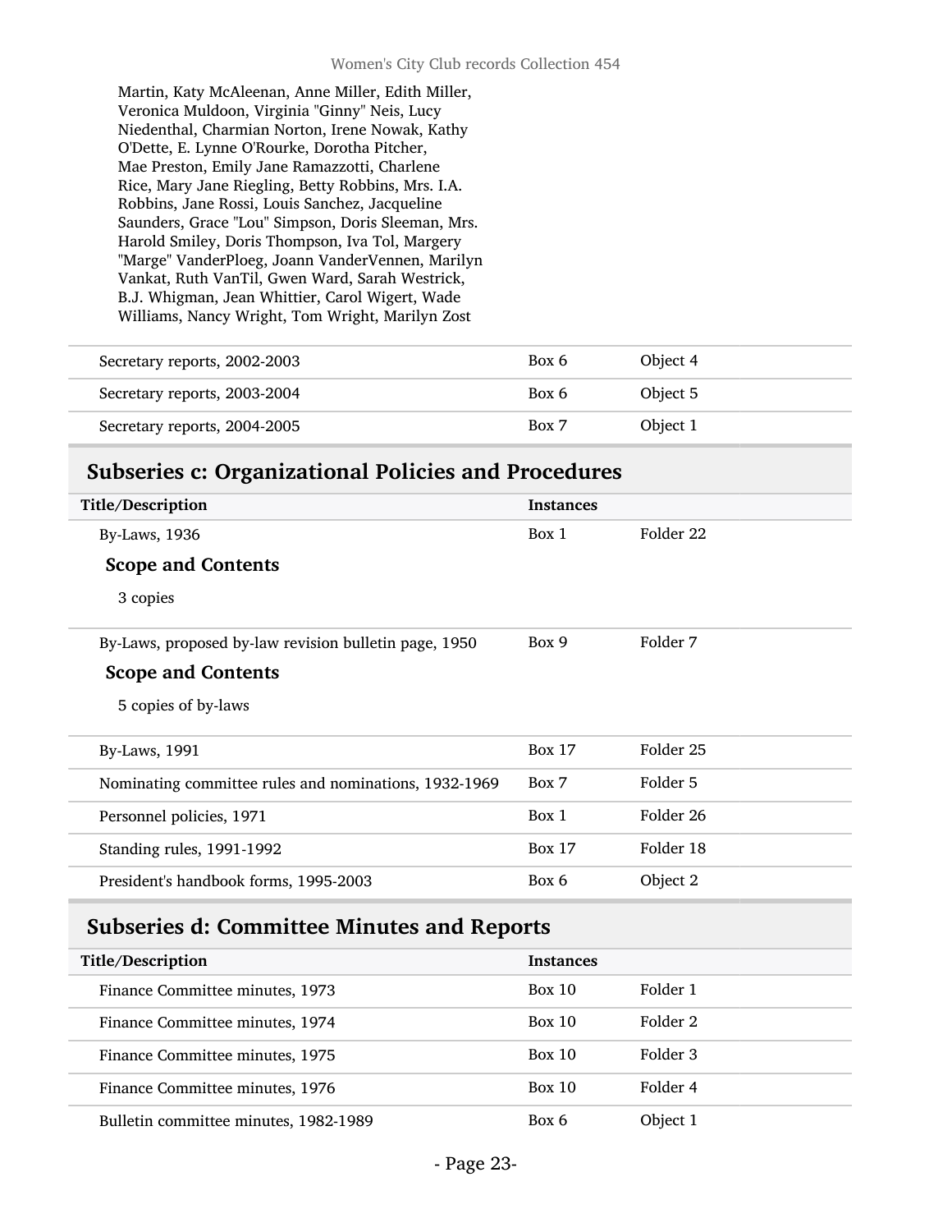Martin, Katy McAleenan, Anne Miller, Edith Miller, Veronica Muldoon, Virginia "Ginny" Neis, Lucy Niedenthal, Charmian Norton, Irene Nowak, Kathy O'Dette, E. Lynne O'Rourke, Dorotha Pitcher, Mae Preston, Emily Jane Ramazzotti, Charlene Rice, Mary Jane Riegling, Betty Robbins, Mrs. I.A. Robbins, Jane Rossi, Louis Sanchez, Jacqueline Saunders, Grace "Lou" Simpson, Doris Sleeman, Mrs. Harold Smiley, Doris Thompson, Iva Tol, Margery "Marge" VanderPloeg, Joann VanderVennen, Marilyn Vankat, Ruth VanTil, Gwen Ward, Sarah Westrick, B.J. Whigman, Jean Whittier, Carol Wigert, Wade Williams, Nancy Wright, Tom Wright, Marilyn Zost

| | | |
|---|---|---|
| Secretary reports, 2002-2003 | Box 6 | Object 4 |
| Secretary reports, 2003-2004 | Box 6 | Object 5 |
| Secretary reports, 2004-2005 | Box 7 | Object 1 |

## Subseries c: Organizational Policies and Procedures

| Title/Description | Instances | |
|---|---|---|
| By-Laws, 1936 | Box 1 | Folder 22 |

**Scope and Contents**

3 copies

| | | |
|---|---|---|
| By-Laws, proposed by-law revision bulletin page, 1950 | Box 9 | Folder 7 |

**Scope and Contents**

5 copies of by-laws

| | | |
|---|---|---|
| By-Laws, 1991 | Box 17 | Folder 25 |
| Nominating committee rules and nominations, 1932-1969 | Box 7 | Folder 5 |
| Personnel policies, 1971 | Box 1 | Folder 26 |
| Standing rules, 1991-1992 | Box 17 | Folder 18 |
| President's handbook forms, 1995-2003 | Box 6 | Object 2 |

## Subseries d: Committee Minutes and Reports

| Title/Description | Instances | |
|---|---|---|
| Finance Committee minutes, 1973 | Box 10 | Folder 1 |
| Finance Committee minutes, 1974 | Box 10 | Folder 2 |
| Finance Committee minutes, 1975 | Box 10 | Folder 3 |
| Finance Committee minutes, 1976 | Box 10 | Folder 4 |
| Bulletin committee minutes, 1982-1989 | Box 6 | Object 1 |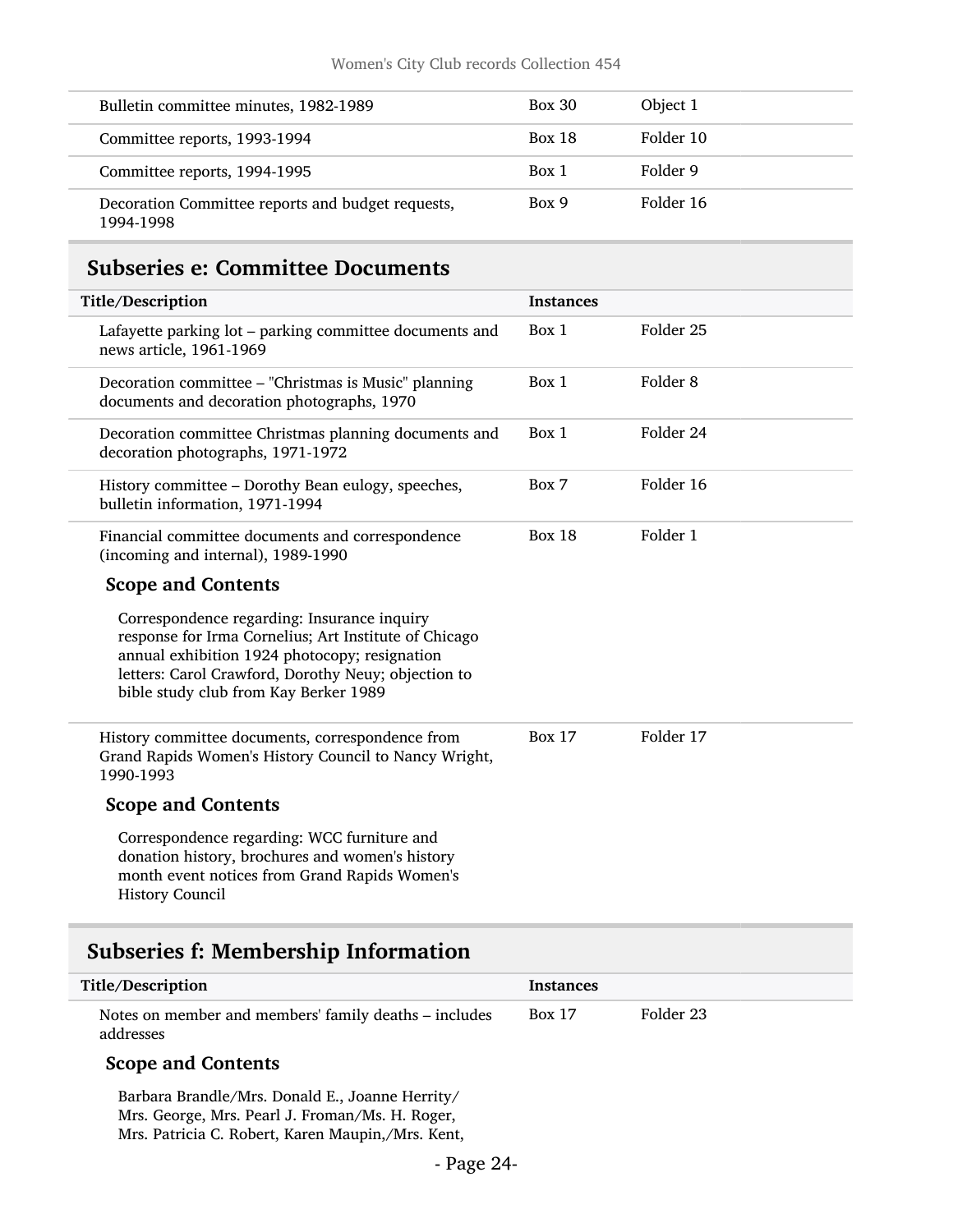| Title/Description | Instances | |
|---|---|---|
| Bulletin committee minutes, 1982-1989 | Box 30 | Object 1 |
| Committee reports, 1993-1994 | Box 18 | Folder 10 |
| Committee reports, 1994-1995 | Box 1 | Folder 9 |
| Decoration Committee reports and budget requests, 1994-1998 | Box 9 | Folder 16 |

## Subseries e: Committee Documents

| Title/Description | Instances | |
|---|---|---|
| Lafayette parking lot – parking committee documents and news article, 1961-1969 | Box 1 | Folder 25 |
| Decoration committee – "Christmas is Music" planning documents and decoration photographs, 1970 | Box 1 | Folder 8 |
| Decoration committee Christmas planning documents and decoration photographs, 1971-1972 | Box 1 | Folder 24 |
| History committee – Dorothy Bean eulogy, speeches, bulletin information, 1971-1994 | Box 7 | Folder 16 |
| Financial committee documents and correspondence (incoming and internal), 1989-1990 | Box 18 | Folder 1 |

### Scope and Contents

Correspondence regarding: Insurance inquiry response for Irma Cornelius; Art Institute of Chicago annual exhibition 1924 photocopy; resignation letters: Carol Crawford, Dorothy Neuy; objection to bible study club from Kay Berker 1989

| Title/Description | Instances | |
|---|---|---|
| History committee documents, correspondence from Grand Rapids Women's History Council to Nancy Wright, 1990-1993 | Box 17 | Folder 17 |

### Scope and Contents

Correspondence regarding: WCC furniture and donation history, brochures and women's history month event notices from Grand Rapids Women's History Council

## Subseries f: Membership Information

| Title/Description | Instances | |
|---|---|---|
| Notes on member and members' family deaths – includes addresses | Box 17 | Folder 23 |

### Scope and Contents

Barbara Brandle/Mrs. Donald E., Joanne Herrity/ Mrs. George, Mrs. Pearl J. Froman/Ms. H. Roger, Mrs. Patricia C. Robert, Karen Maupin,/Mrs. Kent,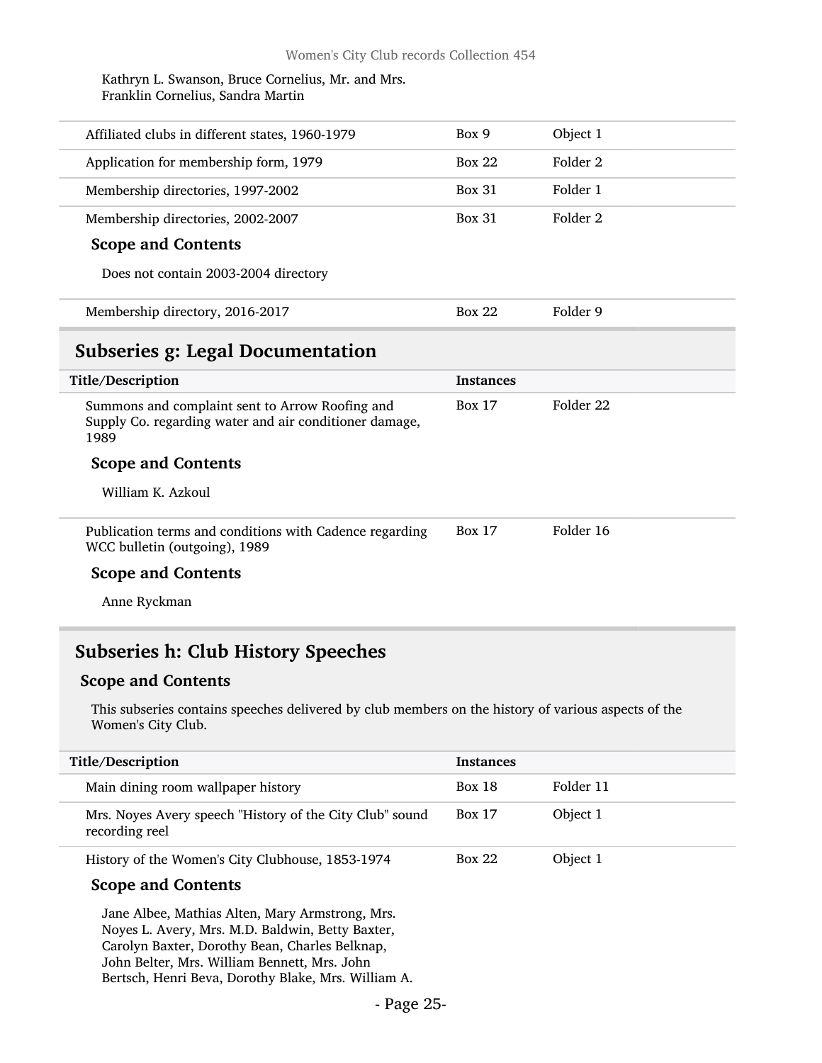Kathryn L. Swanson, Bruce Cornelius, Mr. and Mrs. Franklin Cornelius, Sandra Martin

| Title/Description | Instances | |
|---|---|---|
| Affiliated clubs in different states, 1960-1979 | Box 9 | Object 1 |
| Application for membership form, 1979 | Box 22 | Folder 2 |
| Membership directories, 1997-2002 | Box 31 | Folder 1 |
| Membership directories, 2002-2007 | Box 31 | Folder 2 |

**Scope and Contents**

Does not contain 2003-2004 directory

| Title/Description | Instances | |
|---|---|---|
| Membership directory, 2016-2017 | Box 22 | Folder 9 |

## Subseries g: Legal Documentation

| Title/Description | Instances | |
|---|---|---|
| Summons and complaint sent to Arrow Roofing and Supply Co. regarding water and air conditioner damage, 1989 | Box 17 | Folder 22 |

**Scope and Contents**

William K. Azkoul

| Title/Description | Instances | |
|---|---|---|
| Publication terms and conditions with Cadence regarding WCC bulletin (outgoing), 1989 | Box 17 | Folder 16 |

**Scope and Contents**

Anne Ryckman

## Subseries h: Club History Speeches

### Scope and Contents

This subseries contains speeches delivered by club members on the history of various aspects of the Women's City Club.

| Title/Description | Instances | |
|---|---|---|
| Main dining room wallpaper history | Box 18 | Folder 11 |
| Mrs. Noyes Avery speech "History of the City Club" sound recording reel | Box 17 | Object 1 |
| History of the Women's City Clubhouse, 1853-1974 | Box 22 | Object 1 |

**Scope and Contents**

Jane Albee, Mathias Alten, Mary Armstrong, Mrs. Noyes L. Avery, Mrs. M.D. Baldwin, Betty Baxter, Carolyn Baxter, Dorothy Bean, Charles Belknap, John Belter, Mrs. William Bennett, Mrs. John Bertsch, Henri Beva, Dorothy Blake, Mrs. William A.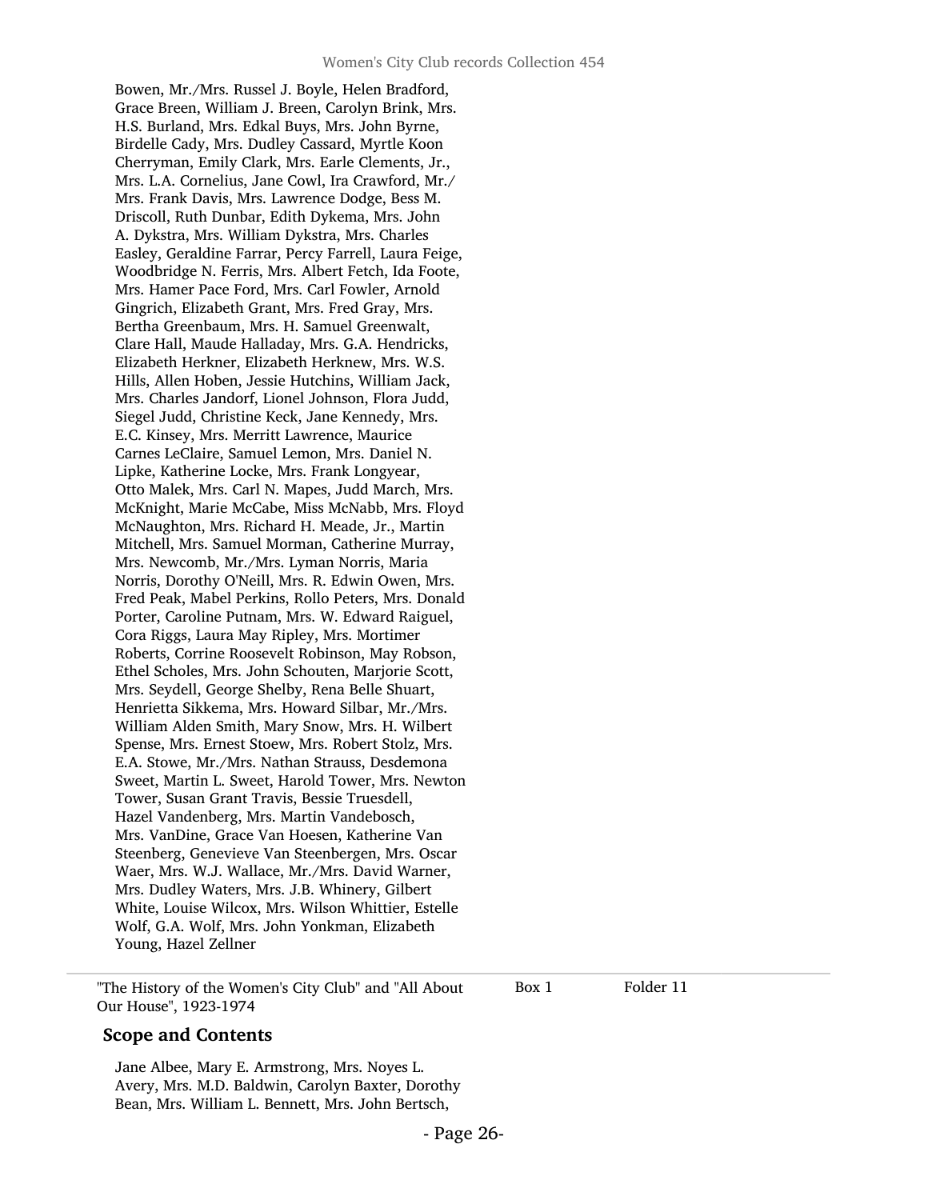Bowen, Mr./Mrs. Russel J. Boyle, Helen Bradford, Grace Breen, William J. Breen, Carolyn Brink, Mrs. H.S. Burland, Mrs. Edkal Buys, Mrs. John Byrne, Birdelle Cady, Mrs. Dudley Cassard, Myrtle Koon Cherryman, Emily Clark, Mrs. Earle Clements, Jr., Mrs. L.A. Cornelius, Jane Cowl, Ira Crawford, Mr./ Mrs. Frank Davis, Mrs. Lawrence Dodge, Bess M. Driscoll, Ruth Dunbar, Edith Dykema, Mrs. John A. Dykstra, Mrs. William Dykstra, Mrs. Charles Easley, Geraldine Farrar, Percy Farrell, Laura Feige, Woodbridge N. Ferris, Mrs. Albert Fetch, Ida Foote, Mrs. Hamer Pace Ford, Mrs. Carl Fowler, Arnold Gingrich, Elizabeth Grant, Mrs. Fred Gray, Mrs. Bertha Greenbaum, Mrs. H. Samuel Greenwalt, Clare Hall, Maude Halladay, Mrs. G.A. Hendricks, Elizabeth Herkner, Elizabeth Herknew, Mrs. W.S. Hills, Allen Hoben, Jessie Hutchins, William Jack, Mrs. Charles Jandorf, Lionel Johnson, Flora Judd, Siegel Judd, Christine Keck, Jane Kennedy, Mrs. E.C. Kinsey, Mrs. Merritt Lawrence, Maurice Carnes LeClaire, Samuel Lemon, Mrs. Daniel N. Lipke, Katherine Locke, Mrs. Frank Longyear, Otto Malek, Mrs. Carl N. Mapes, Judd March, Mrs. McKnight, Marie McCabe, Miss McNabb, Mrs. Floyd McNaughton, Mrs. Richard H. Meade, Jr., Martin Mitchell, Mrs. Samuel Morman, Catherine Murray, Mrs. Newcomb, Mr./Mrs. Lyman Norris, Maria Norris, Dorothy O'Neill, Mrs. R. Edwin Owen, Mrs. Fred Peak, Mabel Perkins, Rollo Peters, Mrs. Donald Porter, Caroline Putnam, Mrs. W. Edward Raiguel, Cora Riggs, Laura May Ripley, Mrs. Mortimer Roberts, Corrine Roosevelt Robinson, May Robson, Ethel Scholes, Mrs. John Schouten, Marjorie Scott, Mrs. Seydell, George Shelby, Rena Belle Shuart, Henrietta Sikkema, Mrs. Howard Silbar, Mr./Mrs. William Alden Smith, Mary Snow, Mrs. H. Wilbert Spense, Mrs. Ernest Stoew, Mrs. Robert Stolz, Mrs. E.A. Stowe, Mr./Mrs. Nathan Strauss, Desdemona Sweet, Martin L. Sweet, Harold Tower, Mrs. Newton Tower, Susan Grant Travis, Bessie Truesdell, Hazel Vandenberg, Mrs. Martin Vandebosch, Mrs. VanDine, Grace Van Hoesen, Katherine Van Steenberg, Genevieve Van Steenbergen, Mrs. Oscar Waer, Mrs. W.J. Wallace, Mr./Mrs. David Warner, Mrs. Dudley Waters, Mrs. J.B. Whinery, Gilbert White, Louise Wilcox, Mrs. Wilson Whittier, Estelle Wolf, G.A. Wolf, Mrs. John Yonkman, Elizabeth Young, Hazel Zellner

| | | |
|---|---|---|
| "The History of the Women's City Club" and "All About Our House", 1923-1974 | Box 1 | Folder 11 |

### Scope and Contents

Jane Albee, Mary E. Armstrong, Mrs. Noyes L. Avery, Mrs. M.D. Baldwin, Carolyn Baxter, Dorothy Bean, Mrs. William L. Bennett, Mrs. John Bertsch,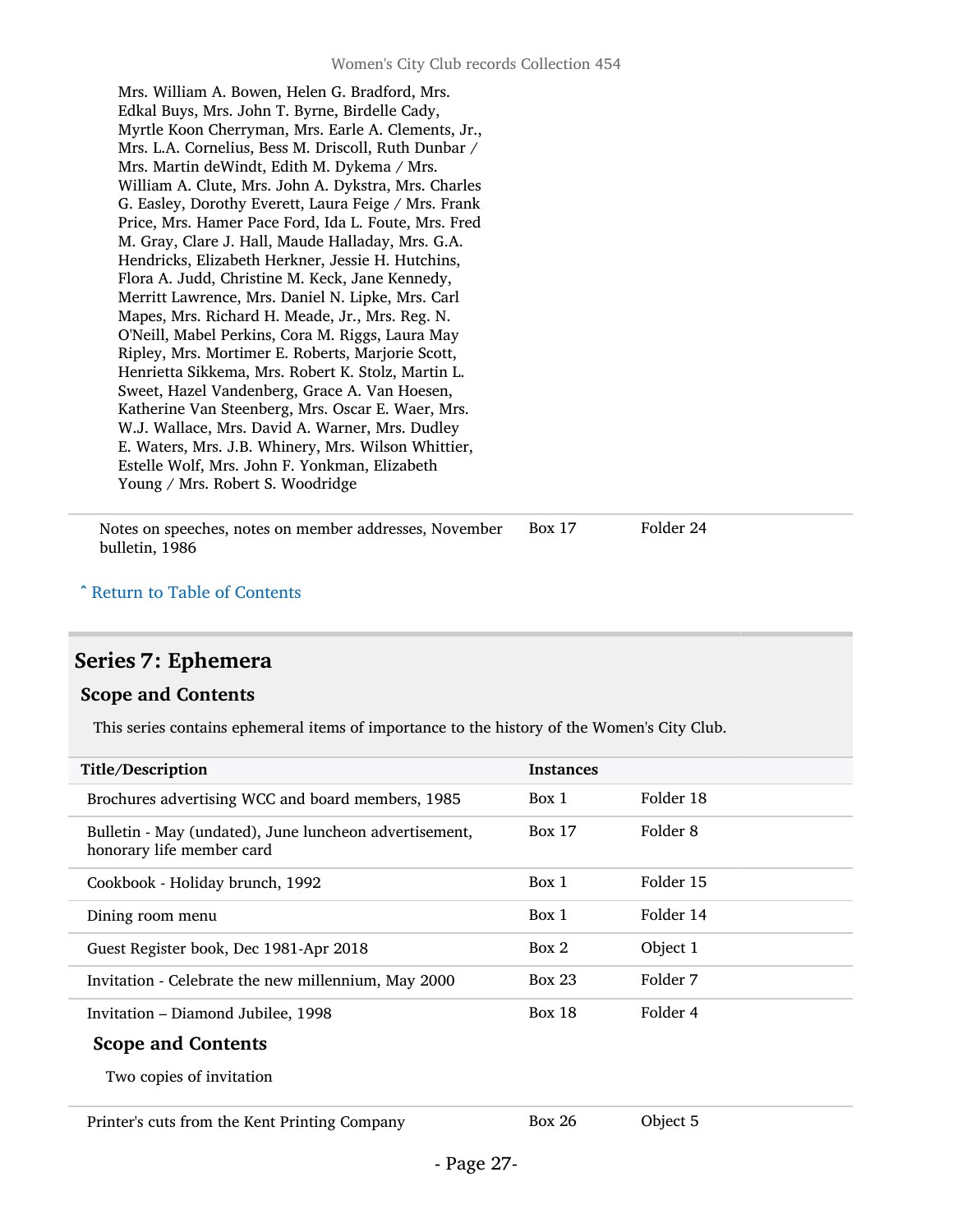Mrs. William A. Bowen, Helen G. Bradford, Mrs. Edkal Buys, Mrs. John T. Byrne, Birdelle Cady, Myrtle Koon Cherryman, Mrs. Earle A. Clements, Jr., Mrs. L.A. Cornelius, Bess M. Driscoll, Ruth Dunbar / Mrs. Martin deWindt, Edith M. Dykema / Mrs. William A. Clute, Mrs. John A. Dykstra, Mrs. Charles G. Easley, Dorothy Everett, Laura Feige / Mrs. Frank Price, Mrs. Hamer Pace Ford, Ida L. Foute, Mrs. Fred M. Gray, Clare J. Hall, Maude Halladay, Mrs. G.A. Hendricks, Elizabeth Herkner, Jessie H. Hutchins, Flora A. Judd, Christine M. Keck, Jane Kennedy, Merritt Lawrence, Mrs. Daniel N. Lipke, Mrs. Carl Mapes, Mrs. Richard H. Meade, Jr., Mrs. Reg. N. O'Neill, Mabel Perkins, Cora M. Riggs, Laura May Ripley, Mrs. Mortimer E. Roberts, Marjorie Scott, Henrietta Sikkema, Mrs. Robert K. Stolz, Martin L. Sweet, Hazel Vandenberg, Grace A. Van Hoesen, Katherine Van Steenberg, Mrs. Oscar E. Waer, Mrs. W.J. Wallace, Mrs. David A. Warner, Mrs. Dudley E. Waters, Mrs. J.B. Whinery, Mrs. Wilson Whittier, Estelle Wolf, Mrs. John F. Yonkman, Elizabeth Young / Mrs. Robert S. Woodridge

| | | |
|---|---|---|
| Notes on speeches, notes on member addresses, November bulletin, 1986 | Box 17 | Folder 24 |

ˆ Return to Table of Contents

## Series 7: Ephemera

### Scope and Contents

This series contains ephemeral items of importance to the history of the Women's City Club.

| Title/Description | Instances | |
|---|---|---|
| Brochures advertising WCC and board members, 1985 | Box 1 | Folder 18 |
| Bulletin - May (undated), June luncheon advertisement, honorary life member card | Box 17 | Folder 8 |
| Cookbook - Holiday brunch, 1992 | Box 1 | Folder 15 |
| Dining room menu | Box 1 | Folder 14 |
| Guest Register book, Dec 1981-Apr 2018 | Box 2 | Object 1 |
| Invitation - Celebrate the new millennium, May 2000 | Box 23 | Folder 7 |
| Invitation – Diamond Jubilee, 1998 | Box 18 | Folder 4 |

#### Scope and Contents

Two copies of invitation

| | | |
|---|---|---|
| Printer's cuts from the Kent Printing Company | Box 26 | Object 5 |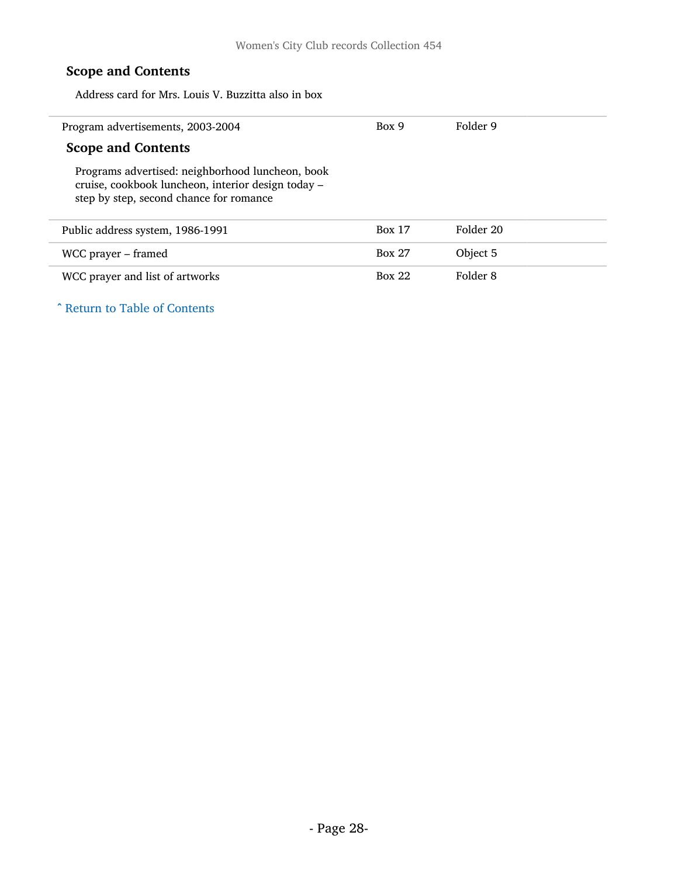### Scope and Contents

Address card for Mrs. Louis V. Buzzitta also in box

| | | |
|---|---|---|
| Program advertisements, 2003-2004 | Box 9 | Folder 9 |

### Scope and Contents

Programs advertised: neighborhood luncheon, book cruise, cookbook luncheon, interior design today – step by step, second chance for romance

| | | |
|---|---|---|
| Public address system, 1986-1991 | Box 17 | Folder 20 |
| WCC prayer – framed | Box 27 | Object 5 |
| WCC prayer and list of artworks | Box 22 | Folder 8 |

ˆ Return to Table of Contents